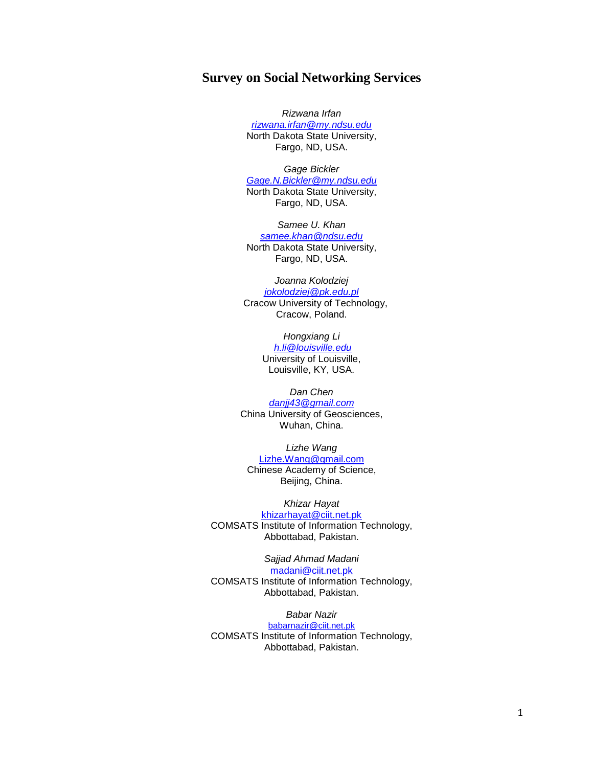# Survey on Social Networking Services

*Rizwana Irfan*
rizwana.irfan@my.ndsu.edu
North Dakota State University,
Fargo, ND, USA.

*Gage Bickler*
Gage.N.Bickler@my.ndsu.edu
North Dakota State University,
Fargo, ND, USA.

*Samee U. Khan*
samee.khan@ndsu.edu
North Dakota State University,
Fargo, ND, USA.

*Joanna Kolodziej*
jokolodziej@pk.edu.pl
Cracow University of Technology,
Cracow, Poland.

*Hongxiang Li*
h.li@louisville.edu
University of Louisville,
Louisville, KY, USA.

*Dan Chen*
danjj43@gmail.com
China University of Geosciences,
Wuhan, China.

*Lizhe Wang*
Lizhe.Wang@gmail.com
Chinese Academy of Science,
Beijing, China.

*Khizar Hayat*
khizarhayat@ciit.net.pk
COMSATS Institute of Information Technology,
Abbottabad, Pakistan.

*Sajjad Ahmad Madani*
madani@ciit.net.pk
COMSATS Institute of Information Technology,
Abbottabad, Pakistan.

*Babar Nazir*
babarnazir@ciit.net.pk
COMSATS Institute of Information Technology,
Abbottabad, Pakistan.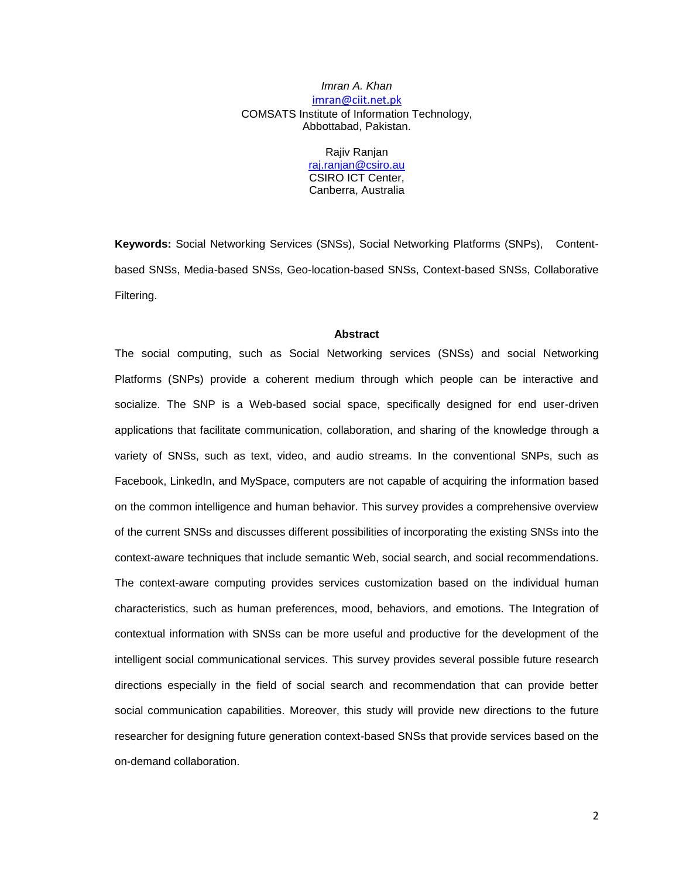*Imran A. Khan*

imran@ciit.net.pk

COMSATS Institute of Information Technology,
Abbottabad, Pakistan.

Rajiv Ranjan

raj.ranjan@csiro.au

CSIRO ICT Center,
Canberra, Australia

**Keywords:** Social Networking Services (SNSs), Social Networking Platforms (SNPs), Content-based SNSs, Media-based SNSs, Geo-location-based SNSs, Context-based SNSs, Collaborative Filtering.

**Abstract**

The social computing, such as Social Networking services (SNSs) and social Networking Platforms (SNPs) provide a coherent medium through which people can be interactive and socialize. The SNP is a Web-based social space, specifically designed for end user-driven applications that facilitate communication, collaboration, and sharing of the knowledge through a variety of SNSs, such as text, video, and audio streams. In the conventional SNPs, such as Facebook, LinkedIn, and MySpace, computers are not capable of acquiring the information based on the common intelligence and human behavior. This survey provides a comprehensive overview of the current SNSs and discusses different possibilities of incorporating the existing SNSs into the context-aware techniques that include semantic Web, social search, and social recommendations. The context-aware computing provides services customization based on the individual human characteristics, such as human preferences, mood, behaviors, and emotions. The Integration of contextual information with SNSs can be more useful and productive for the development of the intelligent social communicational services. This survey provides several possible future research directions especially in the field of social search and recommendation that can provide better social communication capabilities. Moreover, this study will provide new directions to the future researcher for designing future generation context-based SNSs that provide services based on the on-demand collaboration.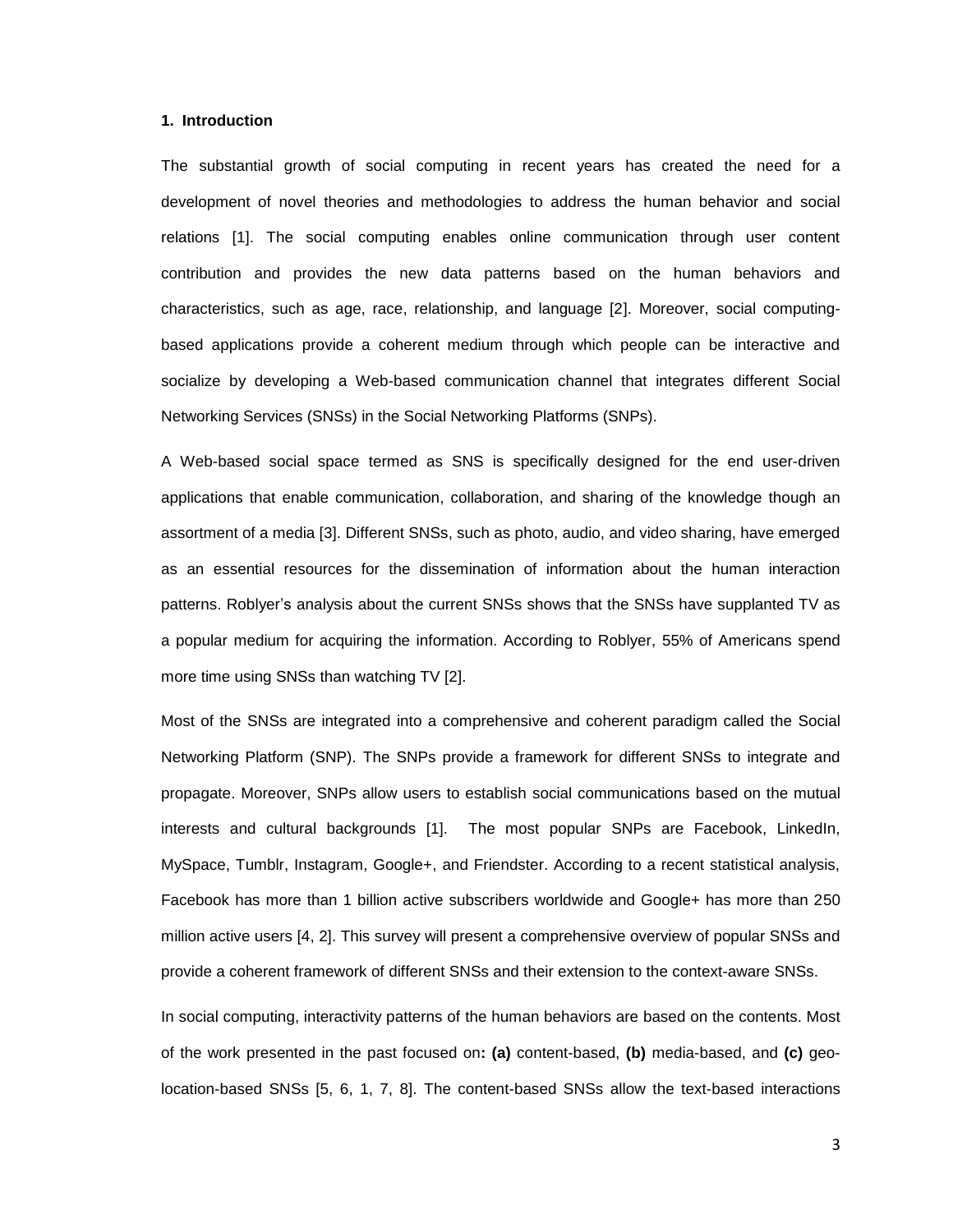## 1. Introduction

The substantial growth of social computing in recent years has created the need for a development of novel theories and methodologies to address the human behavior and social relations [1]. The social computing enables online communication through user content contribution and provides the new data patterns based on the human behaviors and characteristics, such as age, race, relationship, and language [2]. Moreover, social computing-based applications provide a coherent medium through which people can be interactive and socialize by developing a Web-based communication channel that integrates different Social Networking Services (SNSs) in the Social Networking Platforms (SNPs).

A Web-based social space termed as SNS is specifically designed for the end user-driven applications that enable communication, collaboration, and sharing of the knowledge though an assortment of a media [3]. Different SNSs, such as photo, audio, and video sharing, have emerged as an essential resources for the dissemination of information about the human interaction patterns. Roblyer's analysis about the current SNSs shows that the SNSs have supplanted TV as a popular medium for acquiring the information. According to Roblyer, 55% of Americans spend more time using SNSs than watching TV [2].

Most of the SNSs are integrated into a comprehensive and coherent paradigm called the Social Networking Platform (SNP). The SNPs provide a framework for different SNSs to integrate and propagate. Moreover, SNPs allow users to establish social communications based on the mutual interests and cultural backgrounds [1]. The most popular SNPs are Facebook, LinkedIn, MySpace, Tumblr, Instagram, Google+, and Friendster. According to a recent statistical analysis, Facebook has more than 1 billion active subscribers worldwide and Google+ has more than 250 million active users [4, 2]. This survey will present a comprehensive overview of popular SNSs and provide a coherent framework of different SNSs and their extension to the context-aware SNSs.

In social computing, interactivity patterns of the human behaviors are based on the contents. Most of the work presented in the past focused on**:** **(a)** content-based, **(b)** media-based, and **(c)** geo-location-based SNSs [5, 6, 1, 7, 8]. The content-based SNSs allow the text-based interactions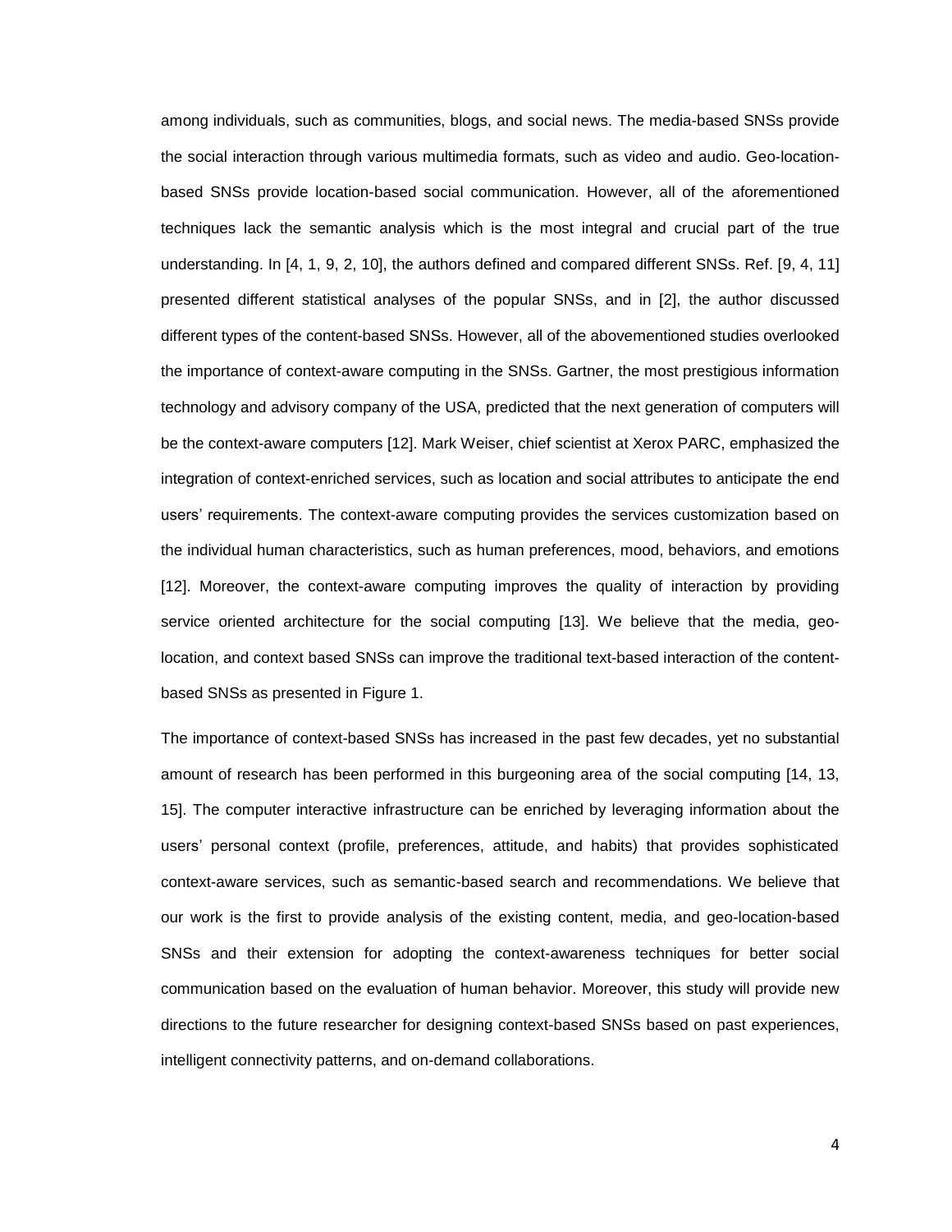among individuals, such as communities, blogs, and social news. The media-based SNSs provide the social interaction through various multimedia formats, such as video and audio. Geo-location-based SNSs provide location-based social communication. However, all of the aforementioned techniques lack the semantic analysis which is the most integral and crucial part of the true understanding. In [4, 1, 9, 2, 10], the authors defined and compared different SNSs. Ref. [9, 4, 11] presented different statistical analyses of the popular SNSs, and in [2], the author discussed different types of the content-based SNSs. However, all of the abovementioned studies overlooked the importance of context-aware computing in the SNSs. Gartner, the most prestigious information technology and advisory company of the USA, predicted that the next generation of computers will be the context-aware computers [12]. Mark Weiser, chief scientist at Xerox PARC, emphasized the integration of context-enriched services, such as location and social attributes to anticipate the end users' requirements. The context-aware computing provides the services customization based on the individual human characteristics, such as human preferences, mood, behaviors, and emotions [12]. Moreover, the context-aware computing improves the quality of interaction by providing service oriented architecture for the social computing [13]. We believe that the media, geo-location, and context based SNSs can improve the traditional text-based interaction of the content-based SNSs as presented in Figure 1.

The importance of context-based SNSs has increased in the past few decades, yet no substantial amount of research has been performed in this burgeoning area of the social computing [14, 13, 15]. The computer interactive infrastructure can be enriched by leveraging information about the users' personal context (profile, preferences, attitude, and habits) that provides sophisticated context-aware services, such as semantic-based search and recommendations. We believe that our work is the first to provide analysis of the existing content, media, and geo-location-based SNSs and their extension for adopting the context-awareness techniques for better social communication based on the evaluation of human behavior. Moreover, this study will provide new directions to the future researcher for designing context-based SNSs based on past experiences, intelligent connectivity patterns, and on-demand collaborations.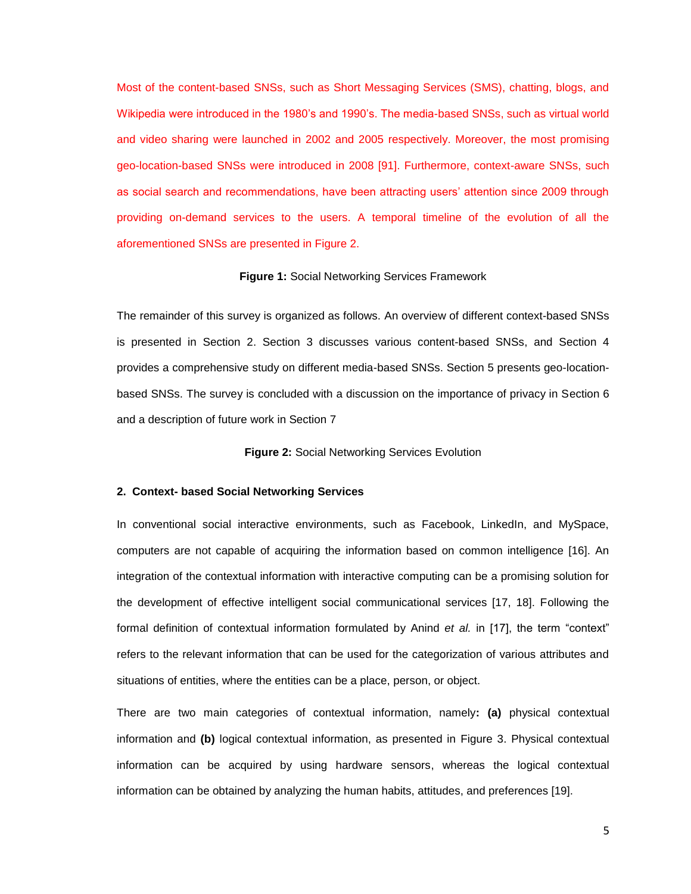Most of the content-based SNSs, such as Short Messaging Services (SMS), chatting, blogs, and Wikipedia were introduced in the 1980's and 1990's. The media-based SNSs, such as virtual world and video sharing were launched in 2002 and 2005 respectively. Moreover, the most promising geo-location-based SNSs were introduced in 2008 [91]. Furthermore, context-aware SNSs, such as social search and recommendations, have been attracting users' attention since 2009 through providing on-demand services to the users. A temporal timeline of the evolution of all the aforementioned SNSs are presented in Figure 2.

**Figure 1:** Social Networking Services Framework

The remainder of this survey is organized as follows. An overview of different context-based SNSs is presented in Section 2. Section 3 discusses various content-based SNSs, and Section 4 provides a comprehensive study on different media-based SNSs. Section 5 presents geo-location-based SNSs. The survey is concluded with a discussion on the importance of privacy in Section 6 and a description of future work in Section 7

**Figure 2:** Social Networking Services Evolution

## 2. Context- based Social Networking Services

In conventional social interactive environments, such as Facebook, LinkedIn, and MySpace, computers are not capable of acquiring the information based on common intelligence [16]. An integration of the contextual information with interactive computing can be a promising solution for the development of effective intelligent social communicational services [17, 18]. Following the formal definition of contextual information formulated by Anind *et al.* in [17], the term "context" refers to the relevant information that can be used for the categorization of various attributes and situations of entities, where the entities can be a place, person, or object.

There are two main categories of contextual information, namely**:** **(a)** physical contextual information and **(b)** logical contextual information, as presented in Figure 3. Physical contextual information can be acquired by using hardware sensors, whereas the logical contextual information can be obtained by analyzing the human habits, attitudes, and preferences [19].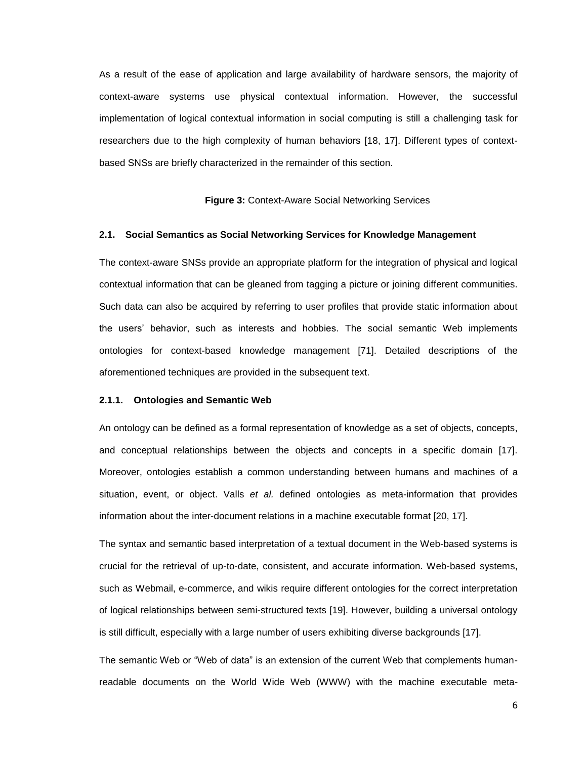As a result of the ease of application and large availability of hardware sensors, the majority of context-aware systems use physical contextual information. However, the successful implementation of logical contextual information in social computing is still a challenging task for researchers due to the high complexity of human behaviors [18, 17]. Different types of context-based SNSs are briefly characterized in the remainder of this section.

**Figure 3:** Context-Aware Social Networking Services

### 2.1. Social Semantics as Social Networking Services for Knowledge Management

The context-aware SNSs provide an appropriate platform for the integration of physical and logical contextual information that can be gleaned from tagging a picture or joining different communities. Such data can also be acquired by referring to user profiles that provide static information about the users' behavior, such as interests and hobbies. The social semantic Web implements ontologies for context-based knowledge management [71]. Detailed descriptions of the aforementioned techniques are provided in the subsequent text.

#### 2.1.1. Ontologies and Semantic Web

An ontology can be defined as a formal representation of knowledge as a set of objects, concepts, and conceptual relationships between the objects and concepts in a specific domain [17]. Moreover, ontologies establish a common understanding between humans and machines of a situation, event, or object. Valls *et al.* defined ontologies as meta-information that provides information about the inter-document relations in a machine executable format [20, 17].

The syntax and semantic based interpretation of a textual document in the Web-based systems is crucial for the retrieval of up-to-date, consistent, and accurate information. Web-based systems, such as Webmail, e-commerce, and wikis require different ontologies for the correct interpretation of logical relationships between semi-structured texts [19]. However, building a universal ontology is still difficult, especially with a large number of users exhibiting diverse backgrounds [17].

The semantic Web or "Web of data" is an extension of the current Web that complements human-readable documents on the World Wide Web (WWW) with the machine executable meta-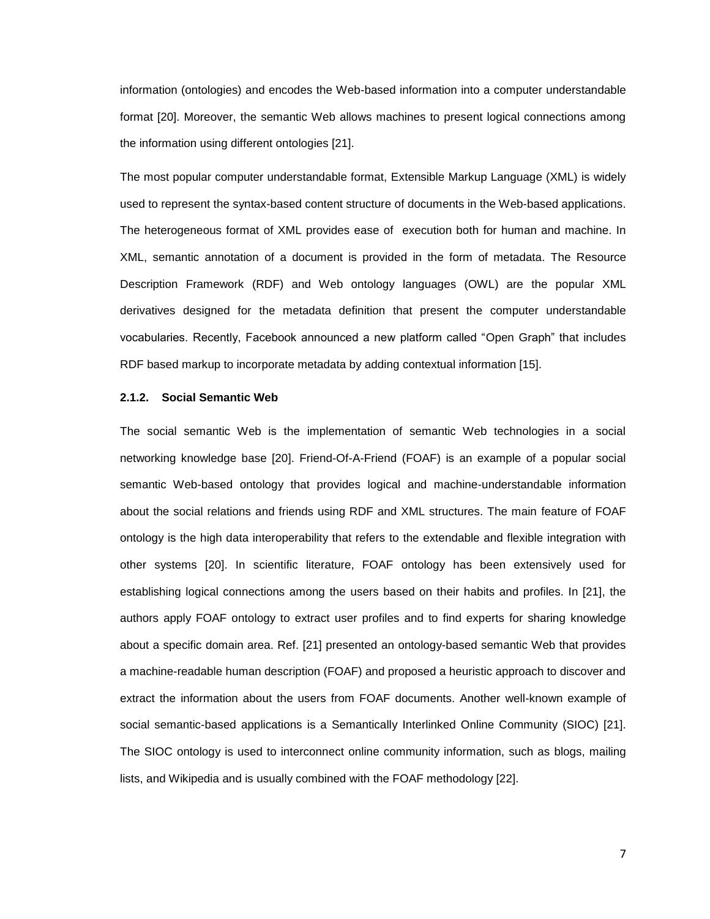information (ontologies) and encodes the Web-based information into a computer understandable format [20]. Moreover, the semantic Web allows machines to present logical connections among the information using different ontologies [21].

The most popular computer understandable format, Extensible Markup Language (XML) is widely used to represent the syntax-based content structure of documents in the Web-based applications. The heterogeneous format of XML provides ease of execution both for human and machine. In XML, semantic annotation of a document is provided in the form of metadata. The Resource Description Framework (RDF) and Web ontology languages (OWL) are the popular XML derivatives designed for the metadata definition that present the computer understandable vocabularies. Recently, Facebook announced a new platform called "Open Graph" that includes RDF based markup to incorporate metadata by adding contextual information [15].

#### 2.1.2. Social Semantic Web

The social semantic Web is the implementation of semantic Web technologies in a social networking knowledge base [20]. Friend-Of-A-Friend (FOAF) is an example of a popular social semantic Web-based ontology that provides logical and machine-understandable information about the social relations and friends using RDF and XML structures. The main feature of FOAF ontology is the high data interoperability that refers to the extendable and flexible integration with other systems [20]. In scientific literature, FOAF ontology has been extensively used for establishing logical connections among the users based on their habits and profiles. In [21], the authors apply FOAF ontology to extract user profiles and to find experts for sharing knowledge about a specific domain area. Ref. [21] presented an ontology-based semantic Web that provides a machine-readable human description (FOAF) and proposed a heuristic approach to discover and extract the information about the users from FOAF documents. Another well-known example of social semantic-based applications is a Semantically Interlinked Online Community (SIOC) [21]. The SIOC ontology is used to interconnect online community information, such as blogs, mailing lists, and Wikipedia and is usually combined with the FOAF methodology [22].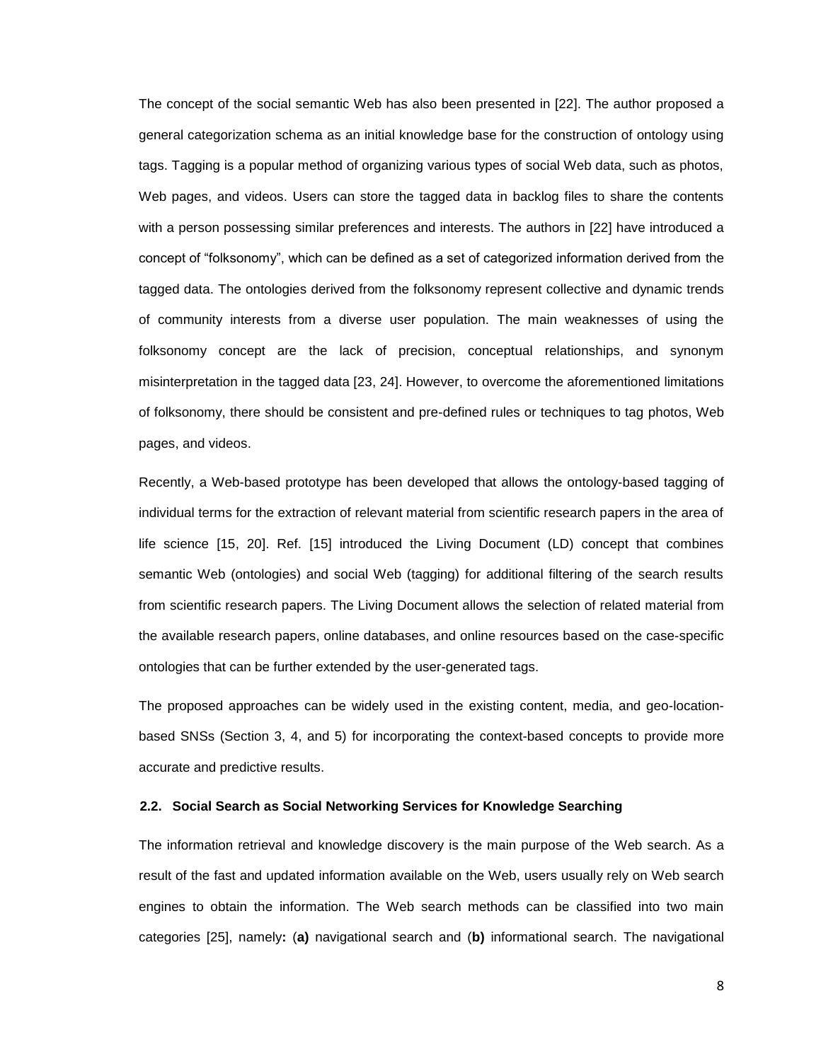The concept of the social semantic Web has also been presented in [22]. The author proposed a general categorization schema as an initial knowledge base for the construction of ontology using tags. Tagging is a popular method of organizing various types of social Web data, such as photos, Web pages, and videos. Users can store the tagged data in backlog files to share the contents with a person possessing similar preferences and interests. The authors in [22] have introduced a concept of "folksonomy", which can be defined as a set of categorized information derived from the tagged data. The ontologies derived from the folksonomy represent collective and dynamic trends of community interests from a diverse user population. The main weaknesses of using the folksonomy concept are the lack of precision, conceptual relationships, and synonym misinterpretation in the tagged data [23, 24]. However, to overcome the aforementioned limitations of folksonomy, there should be consistent and pre-defined rules or techniques to tag photos, Web pages, and videos.

Recently, a Web-based prototype has been developed that allows the ontology-based tagging of individual terms for the extraction of relevant material from scientific research papers in the area of life science [15, 20]. Ref. [15] introduced the Living Document (LD) concept that combines semantic Web (ontologies) and social Web (tagging) for additional filtering of the search results from scientific research papers. The Living Document allows the selection of related material from the available research papers, online databases, and online resources based on the case-specific ontologies that can be further extended by the user-generated tags.

The proposed approaches can be widely used in the existing content, media, and geo-location-based SNSs (Section 3, 4, and 5) for incorporating the context-based concepts to provide more accurate and predictive results.

### 2.2. Social Search as Social Networking Services for Knowledge Searching

The information retrieval and knowledge discovery is the main purpose of the Web search. As a result of the fast and updated information available on the Web, users usually rely on Web search engines to obtain the information. The Web search methods can be classified into two main categories [25], namely**:** (**a)** navigational search and (**b)** informational search. The navigational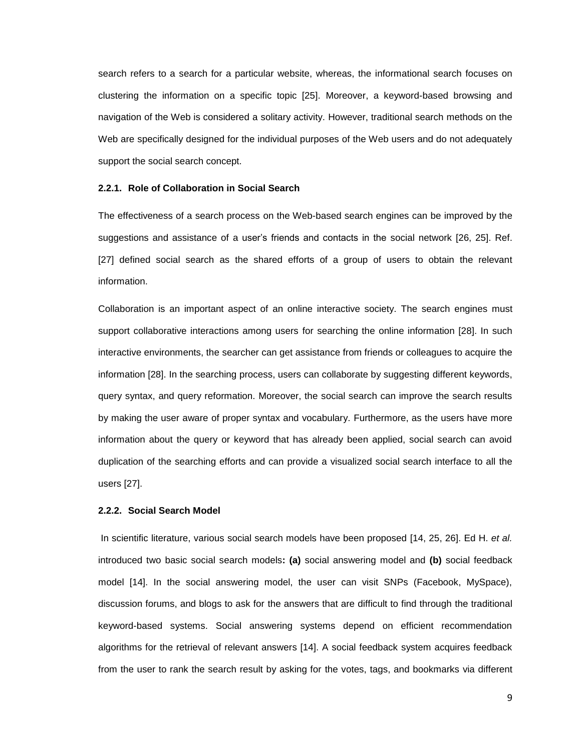search refers to a search for a particular website, whereas, the informational search focuses on clustering the information on a specific topic [25]. Moreover, a keyword-based browsing and navigation of the Web is considered a solitary activity. However, traditional search methods on the Web are specifically designed for the individual purposes of the Web users and do not adequately support the social search concept.

### 2.2.1. Role of Collaboration in Social Search

The effectiveness of a search process on the Web-based search engines can be improved by the suggestions and assistance of a user's friends and contacts in the social network [26, 25]. Ref. [27] defined social search as the shared efforts of a group of users to obtain the relevant information.

Collaboration is an important aspect of an online interactive society. The search engines must support collaborative interactions among users for searching the online information [28]. In such interactive environments, the searcher can get assistance from friends or colleagues to acquire the information [28]. In the searching process, users can collaborate by suggesting different keywords, query syntax, and query reformation. Moreover, the social search can improve the search results by making the user aware of proper syntax and vocabulary. Furthermore, as the users have more information about the query or keyword that has already been applied, social search can avoid duplication of the searching efforts and can provide a visualized social search interface to all the users [27].

### 2.2.2. Social Search Model

In scientific literature, various social search models have been proposed [14, 25, 26]. Ed H. *et al.* introduced two basic social search models**: (a)** social answering model and **(b)** social feedback model [14]. In the social answering model, the user can visit SNPs (Facebook, MySpace), discussion forums, and blogs to ask for the answers that are difficult to find through the traditional keyword-based systems. Social answering systems depend on efficient recommendation algorithms for the retrieval of relevant answers [14]. A social feedback system acquires feedback from the user to rank the search result by asking for the votes, tags, and bookmarks via different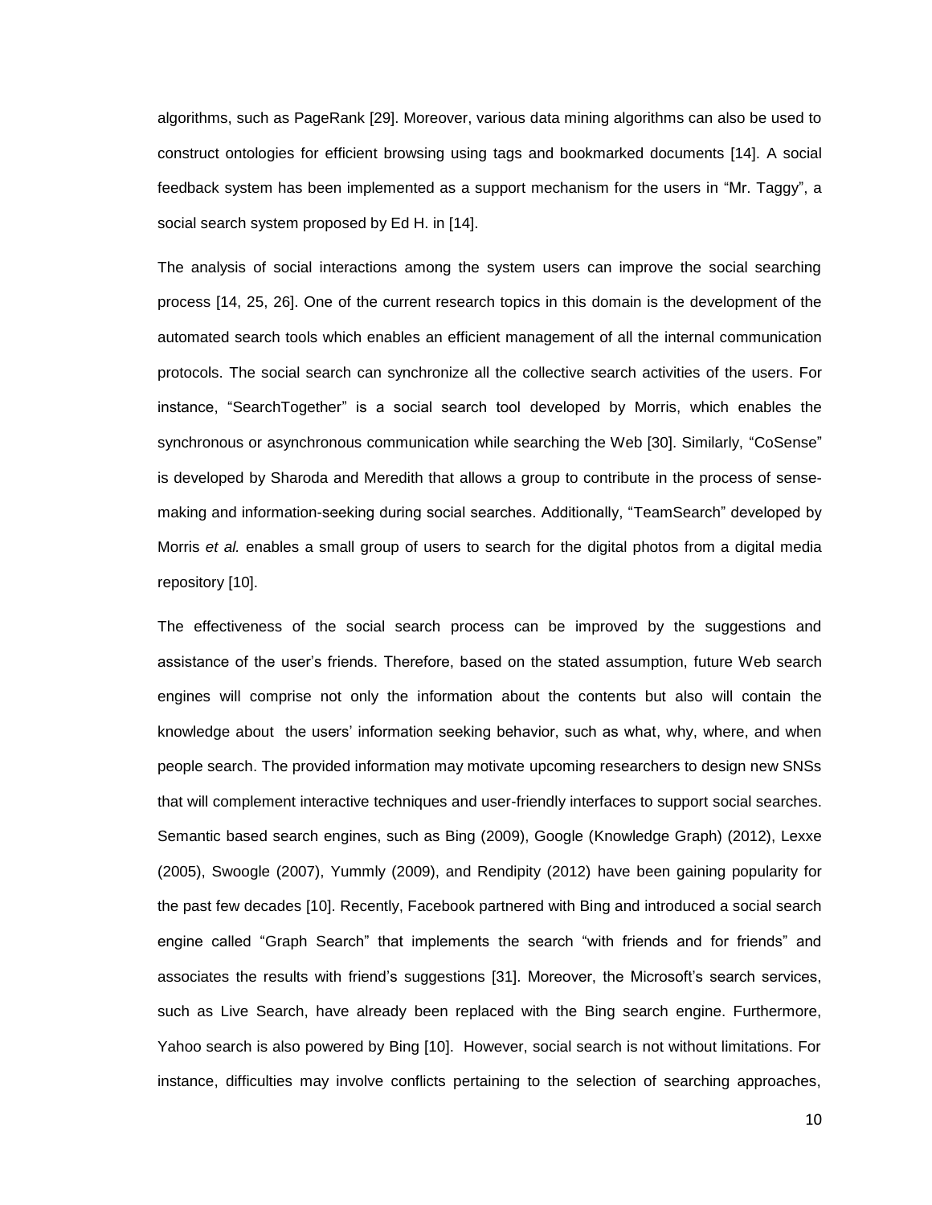algorithms, such as PageRank [29]. Moreover, various data mining algorithms can also be used to construct ontologies for efficient browsing using tags and bookmarked documents [14]. A social feedback system has been implemented as a support mechanism for the users in "Mr. Taggy", a social search system proposed by Ed H. in [14].

The analysis of social interactions among the system users can improve the social searching process [14, 25, 26]. One of the current research topics in this domain is the development of the automated search tools which enables an efficient management of all the internal communication protocols. The social search can synchronize all the collective search activities of the users. For instance, "SearchTogether" is a social search tool developed by Morris, which enables the synchronous or asynchronous communication while searching the Web [30]. Similarly, "CoSense" is developed by Sharoda and Meredith that allows a group to contribute in the process of sense-making and information-seeking during social searches. Additionally, "TeamSearch" developed by Morris *et al.* enables a small group of users to search for the digital photos from a digital media repository [10].

The effectiveness of the social search process can be improved by the suggestions and assistance of the user's friends. Therefore, based on the stated assumption, future Web search engines will comprise not only the information about the contents but also will contain the knowledge about the users' information seeking behavior, such as what, why, where, and when people search. The provided information may motivate upcoming researchers to design new SNSs that will complement interactive techniques and user-friendly interfaces to support social searches. Semantic based search engines, such as Bing (2009), Google (Knowledge Graph) (2012), Lexxe (2005), Swoogle (2007), Yummly (2009), and Rendipity (2012) have been gaining popularity for the past few decades [10]. Recently, Facebook partnered with Bing and introduced a social search engine called "Graph Search" that implements the search "with friends and for friends" and associates the results with friend's suggestions [31]. Moreover, the Microsoft's search services, such as Live Search, have already been replaced with the Bing search engine. Furthermore, Yahoo search is also powered by Bing [10]. However, social search is not without limitations. For instance, difficulties may involve conflicts pertaining to the selection of searching approaches,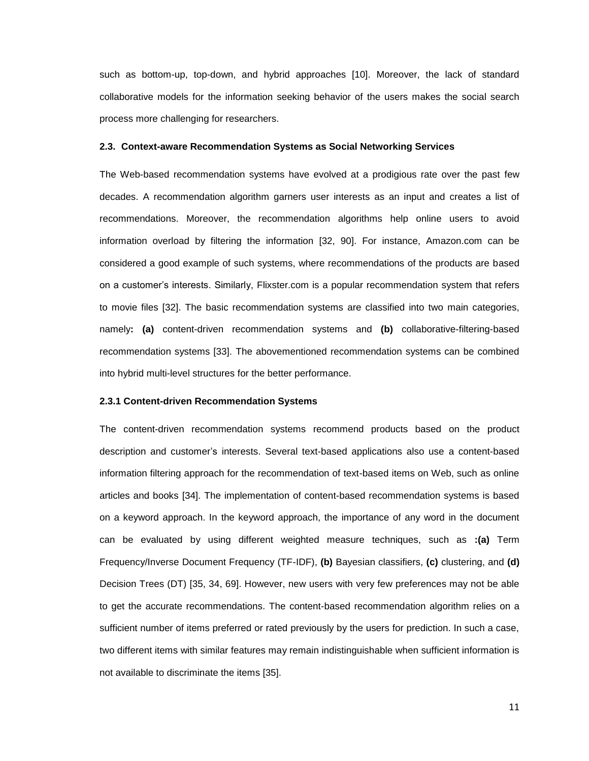such as bottom-up, top-down, and hybrid approaches [10]. Moreover, the lack of standard collaborative models for the information seeking behavior of the users makes the social search process more challenging for researchers.

### 2.3. Context-aware Recommendation Systems as Social Networking Services

The Web-based recommendation systems have evolved at a prodigious rate over the past few decades. A recommendation algorithm garners user interests as an input and creates a list of recommendations. Moreover, the recommendation algorithms help online users to avoid information overload by filtering the information [32, 90]. For instance, Amazon.com can be considered a good example of such systems, where recommendations of the products are based on a customer's interests. Similarly, Flixster.com is a popular recommendation system that refers to movie files [32]. The basic recommendation systems are classified into two main categories, namely**: (a)** content-driven recommendation systems and **(b)** collaborative-filtering-based recommendation systems [33]. The abovementioned recommendation systems can be combined into hybrid multi-level structures for the better performance.

#### 2.3.1 Content-driven Recommendation Systems

The content-driven recommendation systems recommend products based on the product description and customer's interests. Several text-based applications also use a content-based information filtering approach for the recommendation of text-based items on Web, such as online articles and books [34]. The implementation of content-based recommendation systems is based on a keyword approach. In the keyword approach, the importance of any word in the document can be evaluated by using different weighted measure techniques, such as **:(a)** Term Frequency/Inverse Document Frequency (TF-IDF), **(b)** Bayesian classifiers, **(c)** clustering, and **(d)** Decision Trees (DT) [35, 34, 69]. However, new users with very few preferences may not be able to get the accurate recommendations. The content-based recommendation algorithm relies on a sufficient number of items preferred or rated previously by the users for prediction. In such a case, two different items with similar features may remain indistinguishable when sufficient information is not available to discriminate the items [35].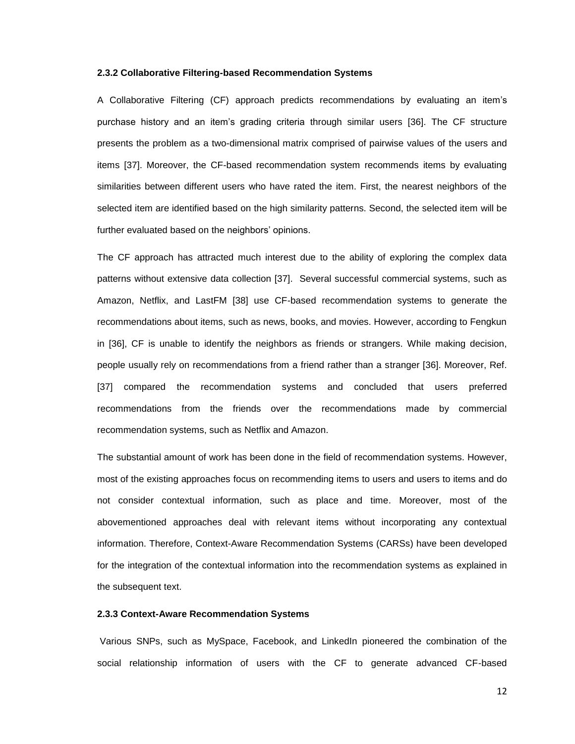### 2.3.2 Collaborative Filtering-based Recommendation Systems

A Collaborative Filtering (CF) approach predicts recommendations by evaluating an item's purchase history and an item's grading criteria through similar users [36]. The CF structure presents the problem as a two-dimensional matrix comprised of pairwise values of the users and items [37]. Moreover, the CF-based recommendation system recommends items by evaluating similarities between different users who have rated the item. First, the nearest neighbors of the selected item are identified based on the high similarity patterns. Second, the selected item will be further evaluated based on the neighbors' opinions.

The CF approach has attracted much interest due to the ability of exploring the complex data patterns without extensive data collection [37]. Several successful commercial systems, such as Amazon, Netflix, and LastFM [38] use CF-based recommendation systems to generate the recommendations about items, such as news, books, and movies. However, according to Fengkun in [36], CF is unable to identify the neighbors as friends or strangers. While making decision, people usually rely on recommendations from a friend rather than a stranger [36]. Moreover, Ref. [37] compared the recommendation systems and concluded that users preferred recommendations from the friends over the recommendations made by commercial recommendation systems, such as Netflix and Amazon.

The substantial amount of work has been done in the field of recommendation systems. However, most of the existing approaches focus on recommending items to users and users to items and do not consider contextual information, such as place and time. Moreover, most of the abovementioned approaches deal with relevant items without incorporating any contextual information. Therefore, Context-Aware Recommendation Systems (CARSs) have been developed for the integration of the contextual information into the recommendation systems as explained in the subsequent text.

### 2.3.3 Context-Aware Recommendation Systems

Various SNPs, such as MySpace, Facebook, and LinkedIn pioneered the combination of the social relationship information of users with the CF to generate advanced CF-based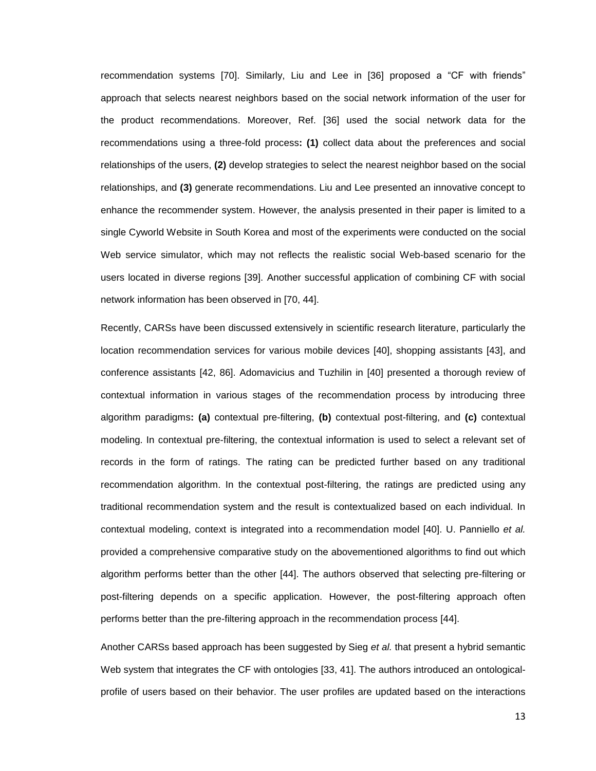recommendation systems [70]. Similarly, Liu and Lee in [36] proposed a "CF with friends" approach that selects nearest neighbors based on the social network information of the user for the product recommendations. Moreover, Ref. [36] used the social network data for the recommendations using a three-fold process**:** **(1)** collect data about the preferences and social relationships of the users, **(2)** develop strategies to select the nearest neighbor based on the social relationships, and **(3)** generate recommendations. Liu and Lee presented an innovative concept to enhance the recommender system. However, the analysis presented in their paper is limited to a single Cyworld Website in South Korea and most of the experiments were conducted on the social Web service simulator, which may not reflects the realistic social Web-based scenario for the users located in diverse regions [39]. Another successful application of combining CF with social network information has been observed in [70, 44].

Recently, CARSs have been discussed extensively in scientific research literature, particularly the location recommendation services for various mobile devices [40], shopping assistants [43], and conference assistants [42, 86]. Adomavicius and Tuzhilin in [40] presented a thorough review of contextual information in various stages of the recommendation process by introducing three algorithm paradigms**:** **(a)** contextual pre-filtering, **(b)** contextual post-filtering, and **(c)** contextual modeling. In contextual pre-filtering, the contextual information is used to select a relevant set of records in the form of ratings. The rating can be predicted further based on any traditional recommendation algorithm. In the contextual post-filtering, the ratings are predicted using any traditional recommendation system and the result is contextualized based on each individual. In contextual modeling, context is integrated into a recommendation model [40]. U. Panniello *et al.* provided a comprehensive comparative study on the abovementioned algorithms to find out which algorithm performs better than the other [44]. The authors observed that selecting pre-filtering or post-filtering depends on a specific application. However, the post-filtering approach often performs better than the pre-filtering approach in the recommendation process [44].

Another CARSs based approach has been suggested by Sieg *et al.* that present a hybrid semantic Web system that integrates the CF with ontologies [33, 41]. The authors introduced an ontological-profile of users based on their behavior. The user profiles are updated based on the interactions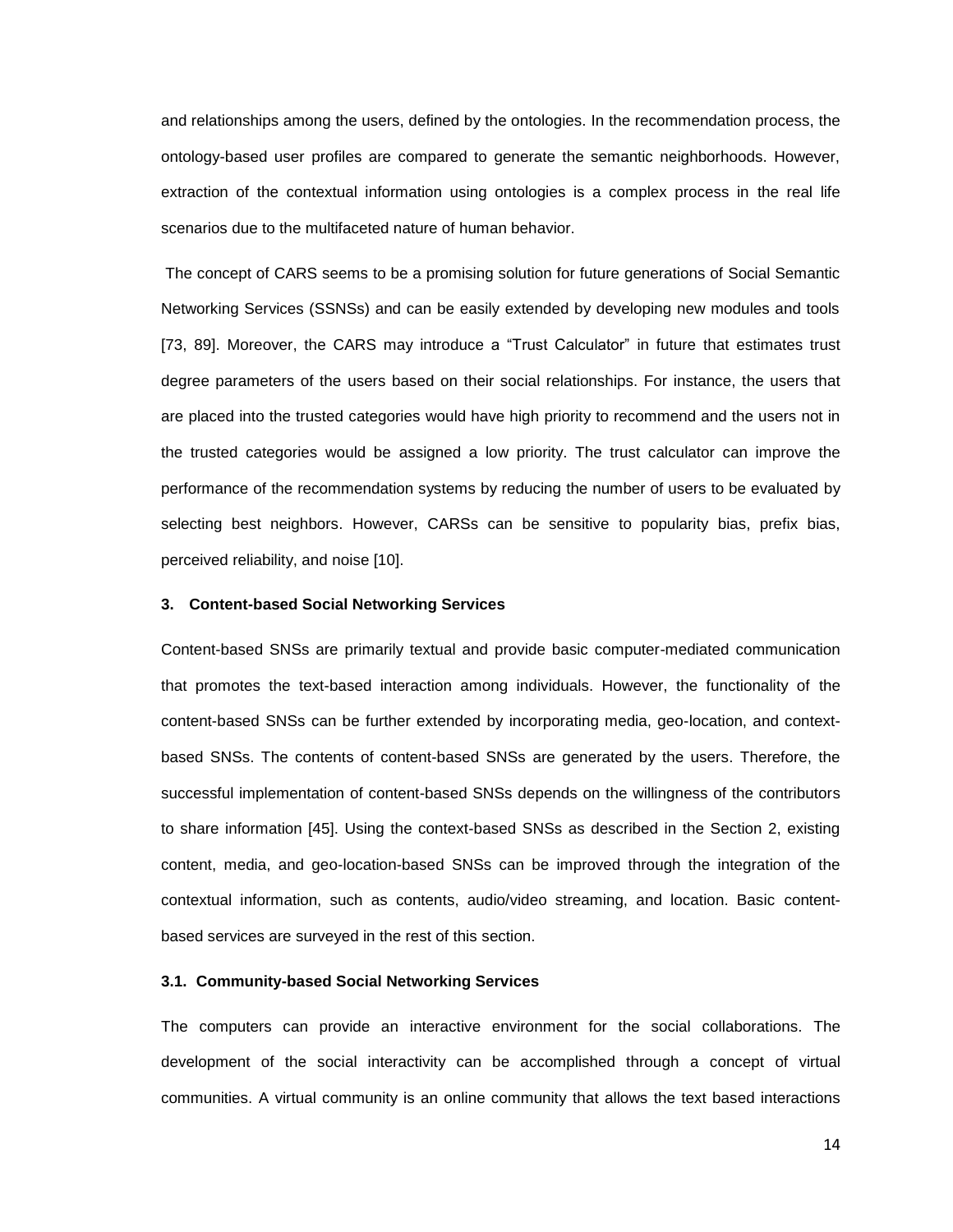and relationships among the users, defined by the ontologies. In the recommendation process, the ontology-based user profiles are compared to generate the semantic neighborhoods. However, extraction of the contextual information using ontologies is a complex process in the real life scenarios due to the multifaceted nature of human behavior.

The concept of CARS seems to be a promising solution for future generations of Social Semantic Networking Services (SSNSs) and can be easily extended by developing new modules and tools [73, 89]. Moreover, the CARS may introduce a "Trust Calculator" in future that estimates trust degree parameters of the users based on their social relationships. For instance, the users that are placed into the trusted categories would have high priority to recommend and the users not in the trusted categories would be assigned a low priority. The trust calculator can improve the performance of the recommendation systems by reducing the number of users to be evaluated by selecting best neighbors. However, CARSs can be sensitive to popularity bias, prefix bias, perceived reliability, and noise [10].

## 3. Content-based Social Networking Services

Content-based SNSs are primarily textual and provide basic computer-mediated communication that promotes the text-based interaction among individuals. However, the functionality of the content-based SNSs can be further extended by incorporating media, geo-location, and context-based SNSs. The contents of content-based SNSs are generated by the users. Therefore, the successful implementation of content-based SNSs depends on the willingness of the contributors to share information [45]. Using the context-based SNSs as described in the Section 2, existing content, media, and geo-location-based SNSs can be improved through the integration of the contextual information, such as contents, audio/video streaming, and location. Basic content-based services are surveyed in the rest of this section.

### 3.1. Community-based Social Networking Services

The computers can provide an interactive environment for the social collaborations. The development of the social interactivity can be accomplished through a concept of virtual communities. A virtual community is an online community that allows the text based interactions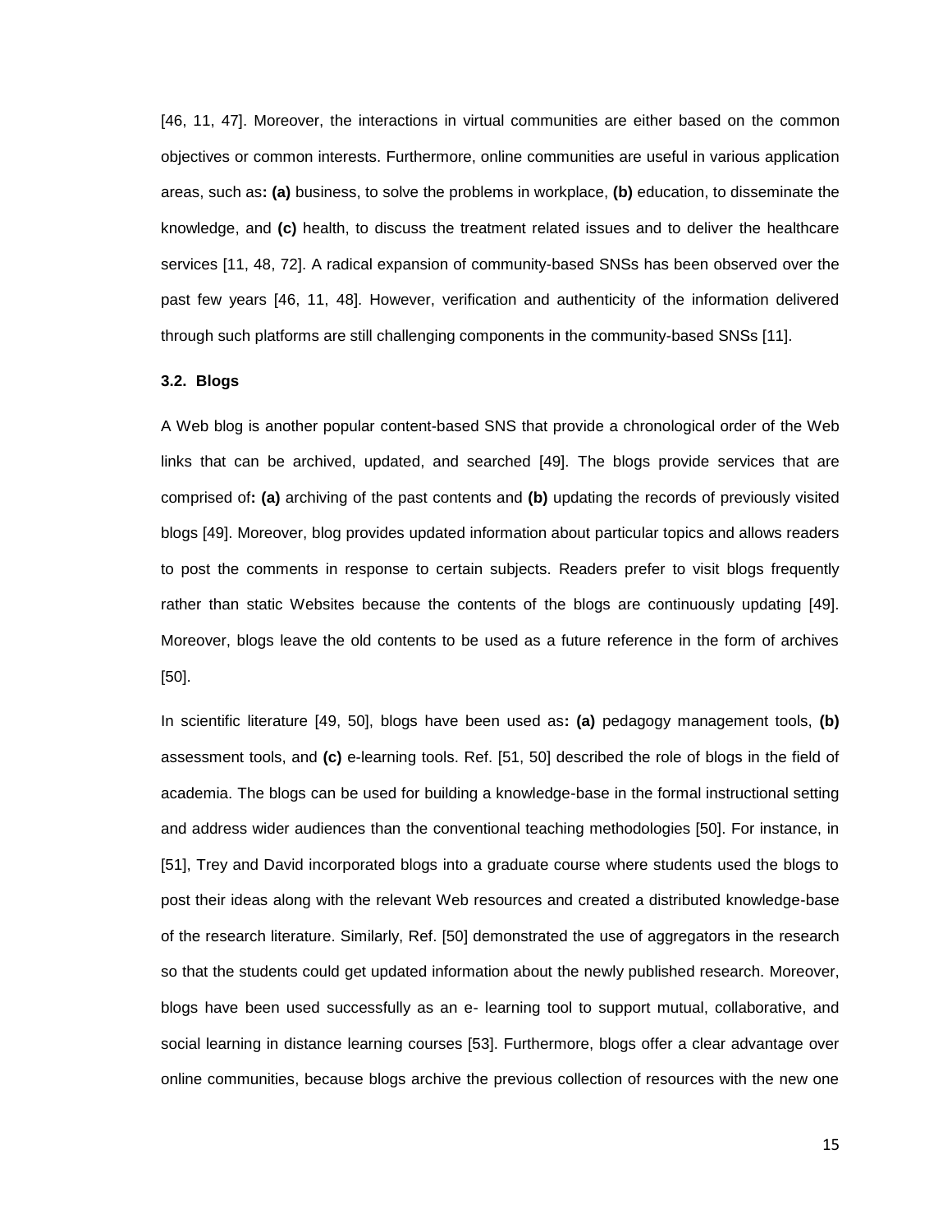[46, 11, 47]. Moreover, the interactions in virtual communities are either based on the common objectives or common interests. Furthermore, online communities are useful in various application areas, such as**: (a)** business, to solve the problems in workplace, **(b)** education, to disseminate the knowledge, and **(c)** health, to discuss the treatment related issues and to deliver the healthcare services [11, 48, 72]. A radical expansion of community-based SNSs has been observed over the past few years [46, 11, 48]. However, verification and authenticity of the information delivered through such platforms are still challenging components in the community-based SNSs [11].

### 3.2. Blogs

A Web blog is another popular content-based SNS that provide a chronological order of the Web links that can be archived, updated, and searched [49]. The blogs provide services that are comprised of**: (a)** archiving of the past contents and **(b)** updating the records of previously visited blogs [49]. Moreover, blog provides updated information about particular topics and allows readers to post the comments in response to certain subjects. Readers prefer to visit blogs frequently rather than static Websites because the contents of the blogs are continuously updating [49]. Moreover, blogs leave the old contents to be used as a future reference in the form of archives [50].

In scientific literature [49, 50], blogs have been used as**: (a)** pedagogy management tools, **(b)** assessment tools, and **(c)** e-learning tools. Ref. [51, 50] described the role of blogs in the field of academia. The blogs can be used for building a knowledge-base in the formal instructional setting and address wider audiences than the conventional teaching methodologies [50]. For instance, in [51], Trey and David incorporated blogs into a graduate course where students used the blogs to post their ideas along with the relevant Web resources and created a distributed knowledge-base of the research literature. Similarly, Ref. [50] demonstrated the use of aggregators in the research so that the students could get updated information about the newly published research. Moreover, blogs have been used successfully as an e- learning tool to support mutual, collaborative, and social learning in distance learning courses [53]. Furthermore, blogs offer a clear advantage over online communities, because blogs archive the previous collection of resources with the new one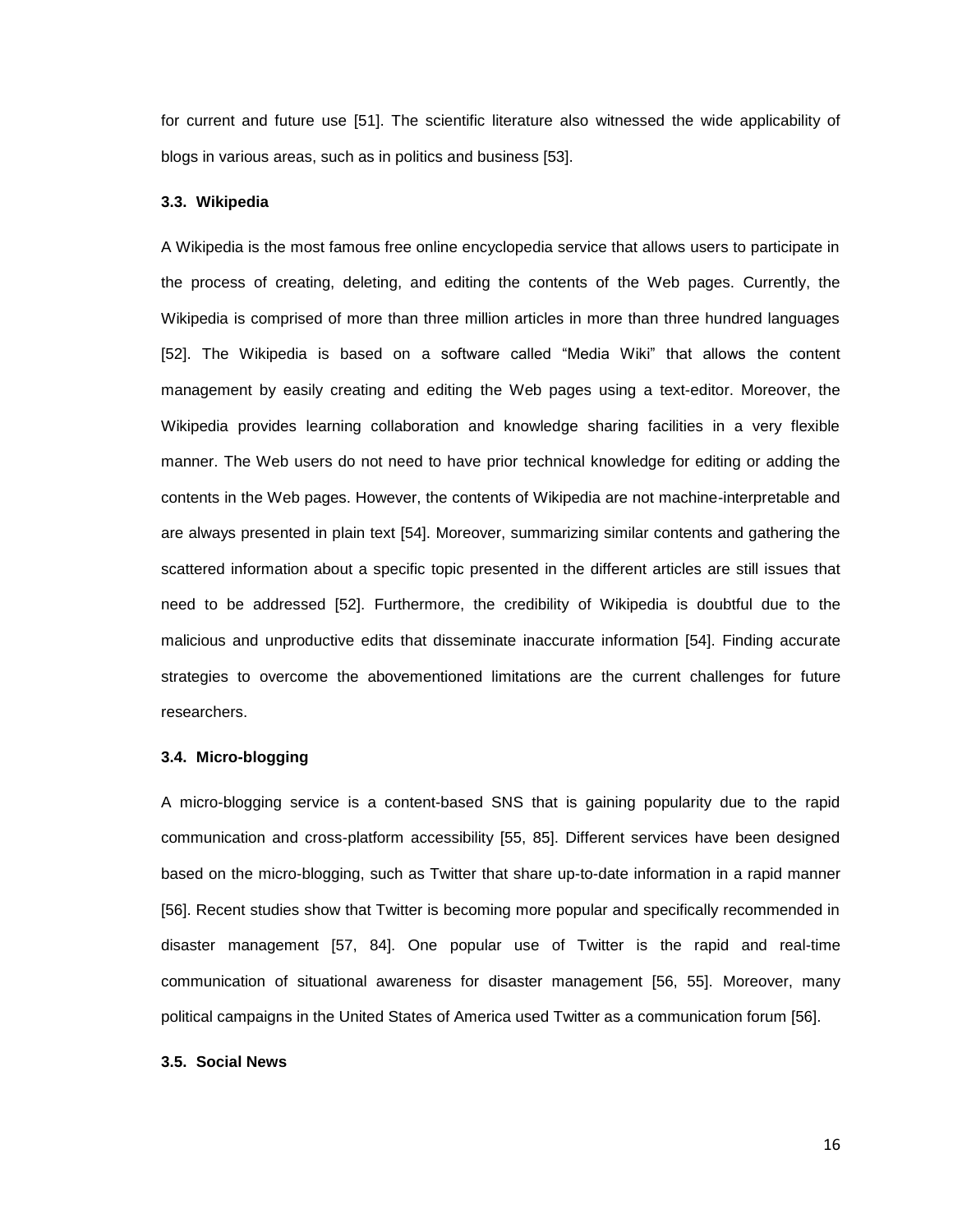for current and future use [51]. The scientific literature also witnessed the wide applicability of blogs in various areas, such as in politics and business [53].

### 3.3. Wikipedia

A Wikipedia is the most famous free online encyclopedia service that allows users to participate in the process of creating, deleting, and editing the contents of the Web pages. Currently, the Wikipedia is comprised of more than three million articles in more than three hundred languages [52]. The Wikipedia is based on a software called "Media Wiki" that allows the content management by easily creating and editing the Web pages using a text-editor. Moreover, the Wikipedia provides learning collaboration and knowledge sharing facilities in a very flexible manner. The Web users do not need to have prior technical knowledge for editing or adding the contents in the Web pages. However, the contents of Wikipedia are not machine-interpretable and are always presented in plain text [54]. Moreover, summarizing similar contents and gathering the scattered information about a specific topic presented in the different articles are still issues that need to be addressed [52]. Furthermore, the credibility of Wikipedia is doubtful due to the malicious and unproductive edits that disseminate inaccurate information [54]. Finding accurate strategies to overcome the abovementioned limitations are the current challenges for future researchers.

### 3.4. Micro-blogging

A micro-blogging service is a content-based SNS that is gaining popularity due to the rapid communication and cross-platform accessibility [55, 85]. Different services have been designed based on the micro-blogging, such as Twitter that share up-to-date information in a rapid manner [56]. Recent studies show that Twitter is becoming more popular and specifically recommended in disaster management [57, 84]. One popular use of Twitter is the rapid and real-time communication of situational awareness for disaster management [56, 55]. Moreover, many political campaigns in the United States of America used Twitter as a communication forum [56].

### 3.5. Social News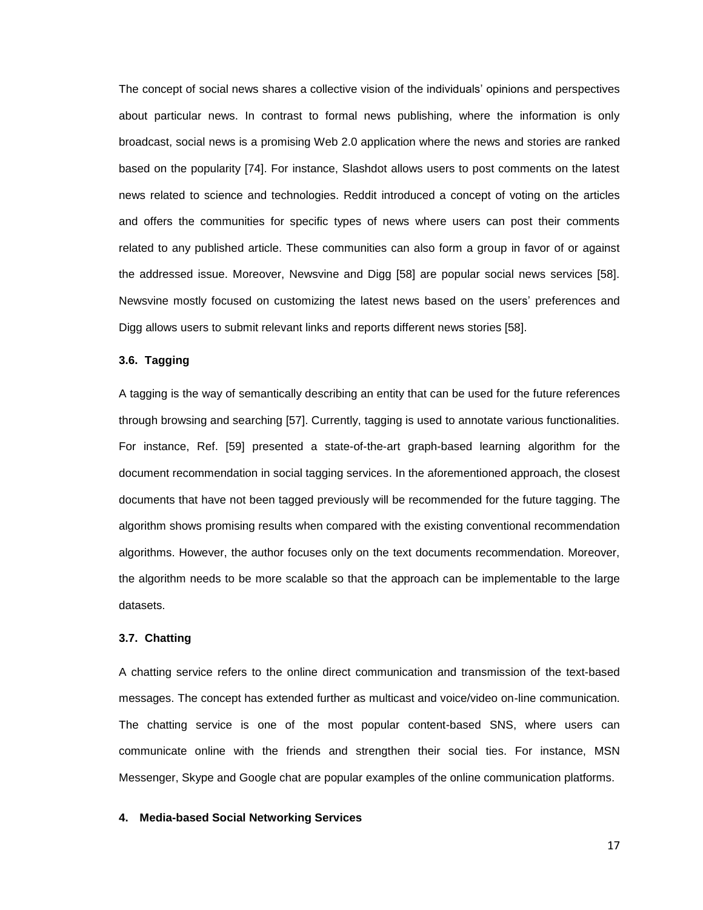The concept of social news shares a collective vision of the individuals' opinions and perspectives about particular news. In contrast to formal news publishing, where the information is only broadcast, social news is a promising Web 2.0 application where the news and stories are ranked based on the popularity [74]. For instance, Slashdot allows users to post comments on the latest news related to science and technologies. Reddit introduced a concept of voting on the articles and offers the communities for specific types of news where users can post their comments related to any published article. These communities can also form a group in favor of or against the addressed issue. Moreover, Newsvine and Digg [58] are popular social news services [58]. Newsvine mostly focused on customizing the latest news based on the users' preferences and Digg allows users to submit relevant links and reports different news stories [58].

### 3.6. Tagging

A tagging is the way of semantically describing an entity that can be used for the future references through browsing and searching [57]. Currently, tagging is used to annotate various functionalities. For instance, Ref. [59] presented a state-of-the-art graph-based learning algorithm for the document recommendation in social tagging services. In the aforementioned approach, the closest documents that have not been tagged previously will be recommended for the future tagging. The algorithm shows promising results when compared with the existing conventional recommendation algorithms. However, the author focuses only on the text documents recommendation. Moreover, the algorithm needs to be more scalable so that the approach can be implementable to the large datasets.

### 3.7. Chatting

A chatting service refers to the online direct communication and transmission of the text-based messages. The concept has extended further as multicast and voice/video on-line communication. The chatting service is one of the most popular content-based SNS, where users can communicate online with the friends and strengthen their social ties. For instance, MSN Messenger, Skype and Google chat are popular examples of the online communication platforms.

## 4. Media-based Social Networking Services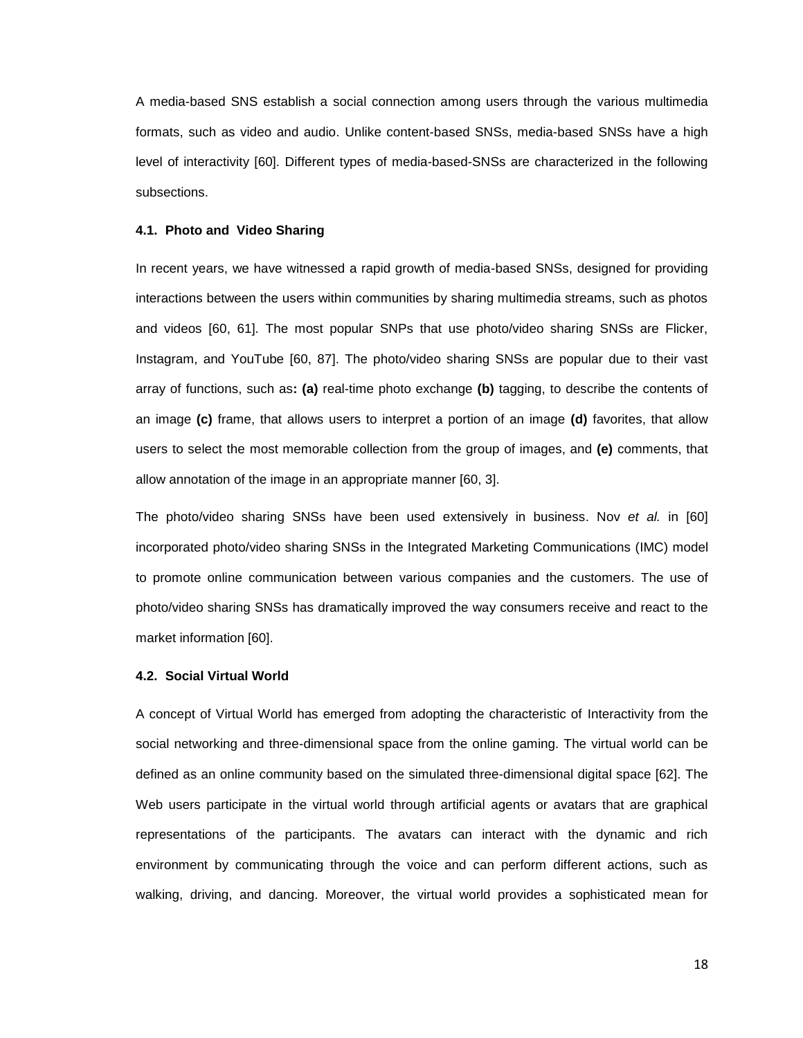A media-based SNS establish a social connection among users through the various multimedia formats, such as video and audio. Unlike content-based SNSs, media-based SNSs have a high level of interactivity [60]. Different types of media-based-SNSs are characterized in the following subsections.

### 4.1. Photo and Video Sharing

In recent years, we have witnessed a rapid growth of media-based SNSs, designed for providing interactions between the users within communities by sharing multimedia streams, such as photos and videos [60, 61]. The most popular SNPs that use photo/video sharing SNSs are Flicker, Instagram, and YouTube [60, 87]. The photo/video sharing SNSs are popular due to their vast array of functions, such as**: (a)** real-time photo exchange **(b)** tagging, to describe the contents of an image **(c)** frame, that allows users to interpret a portion of an image **(d)** favorites, that allow users to select the most memorable collection from the group of images, and **(e)** comments, that allow annotation of the image in an appropriate manner [60, 3].

The photo/video sharing SNSs have been used extensively in business. Nov *et al.* in [60] incorporated photo/video sharing SNSs in the Integrated Marketing Communications (IMC) model to promote online communication between various companies and the customers. The use of photo/video sharing SNSs has dramatically improved the way consumers receive and react to the market information [60].

### 4.2. Social Virtual World

A concept of Virtual World has emerged from adopting the characteristic of Interactivity from the social networking and three-dimensional space from the online gaming. The virtual world can be defined as an online community based on the simulated three-dimensional digital space [62]. The Web users participate in the virtual world through artificial agents or avatars that are graphical representations of the participants. The avatars can interact with the dynamic and rich environment by communicating through the voice and can perform different actions, such as walking, driving, and dancing. Moreover, the virtual world provides a sophisticated mean for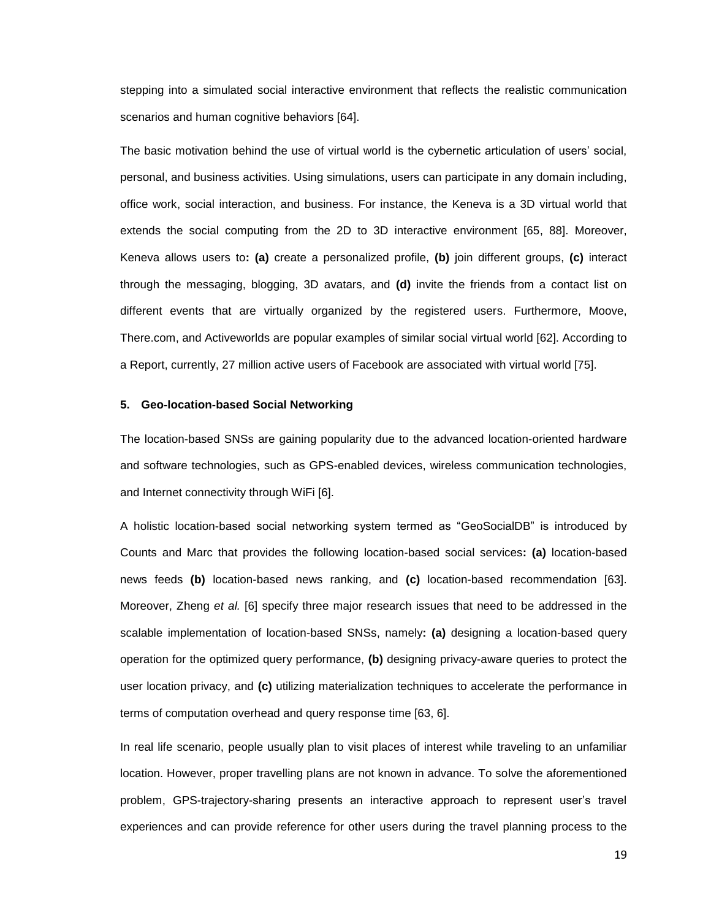stepping into a simulated social interactive environment that reflects the realistic communication scenarios and human cognitive behaviors [64].

The basic motivation behind the use of virtual world is the cybernetic articulation of users' social, personal, and business activities. Using simulations, users can participate in any domain including, office work, social interaction, and business. For instance, the Keneva is a 3D virtual world that extends the social computing from the 2D to 3D interactive environment [65, 88]. Moreover, Keneva allows users to**:** **(a)** create a personalized profile, **(b)** join different groups, **(c)** interact through the messaging, blogging, 3D avatars, and **(d)** invite the friends from a contact list on different events that are virtually organized by the registered users. Furthermore, Moove, There.com, and Activeworlds are popular examples of similar social virtual world [62]. According to a Report, currently, 27 million active users of Facebook are associated with virtual world [75].

### 5. Geo-location-based Social Networking

The location-based SNSs are gaining popularity due to the advanced location-oriented hardware and software technologies, such as GPS-enabled devices, wireless communication technologies, and Internet connectivity through WiFi [6].

A holistic location-based social networking system termed as "GeoSocialDB" is introduced by Counts and Marc that provides the following location-based social services**:** **(a)** location-based news feeds **(b)** location-based news ranking, and **(c)** location-based recommendation [63]. Moreover, Zheng *et al.* [6] specify three major research issues that need to be addressed in the scalable implementation of location-based SNSs, namely**:** **(a)** designing a location-based query operation for the optimized query performance, **(b)** designing privacy-aware queries to protect the user location privacy, and **(c)** utilizing materialization techniques to accelerate the performance in terms of computation overhead and query response time [63, 6].

In real life scenario, people usually plan to visit places of interest while traveling to an unfamiliar location. However, proper travelling plans are not known in advance. To solve the aforementioned problem, GPS-trajectory-sharing presents an interactive approach to represent user's travel experiences and can provide reference for other users during the travel planning process to the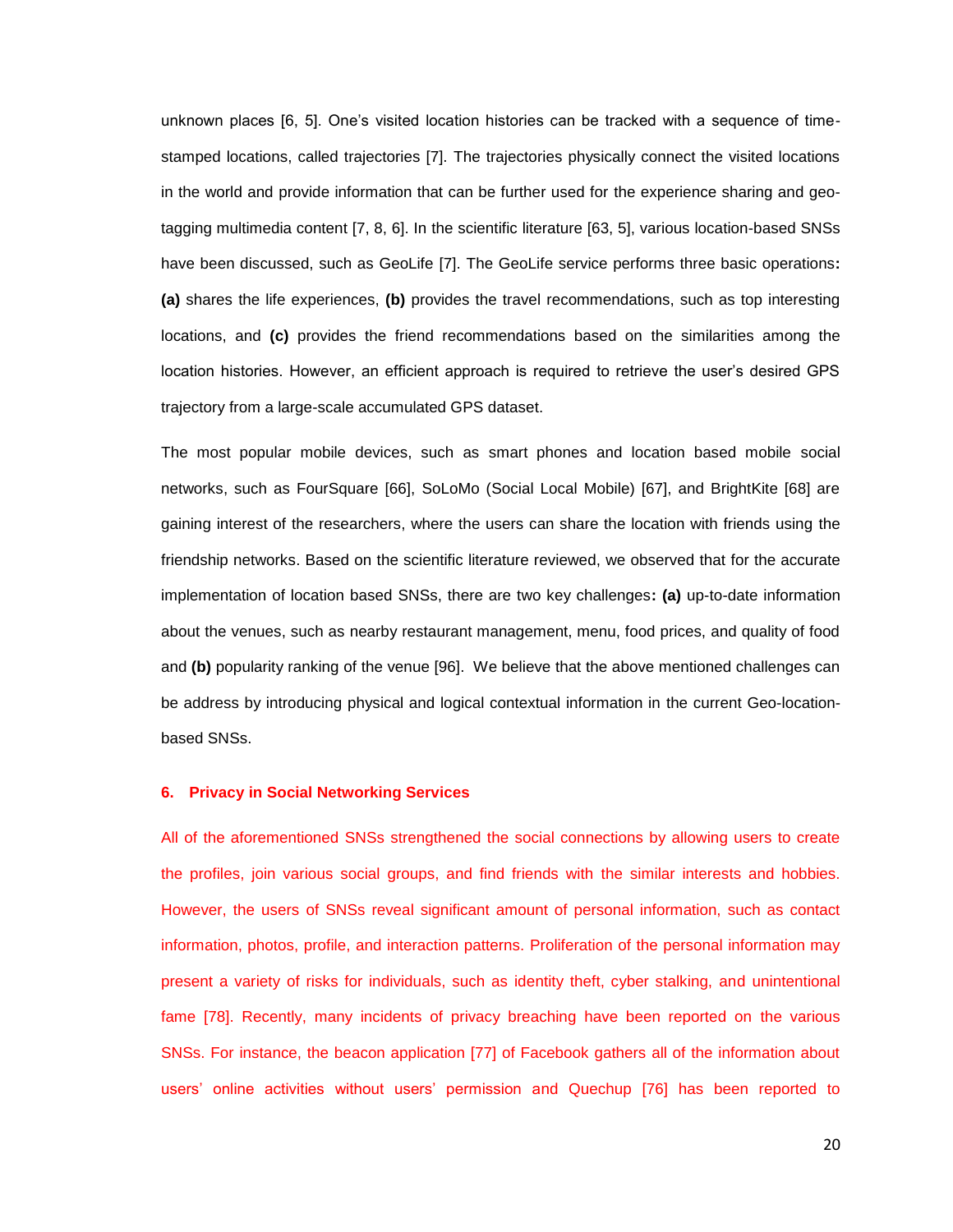unknown places [6, 5]. One's visited location histories can be tracked with a sequence of time-stamped locations, called trajectories [7]. The trajectories physically connect the visited locations in the world and provide information that can be further used for the experience sharing and geo-tagging multimedia content [7, 8, 6]. In the scientific literature [63, 5], various location-based SNSs have been discussed, such as GeoLife [7]. The GeoLife service performs three basic operations**:** **(a)** shares the life experiences, **(b)** provides the travel recommendations, such as top interesting locations, and **(c)** provides the friend recommendations based on the similarities among the location histories. However, an efficient approach is required to retrieve the user's desired GPS trajectory from a large-scale accumulated GPS dataset.

The most popular mobile devices, such as smart phones and location based mobile social networks, such as FourSquare [66], SoLoMo (Social Local Mobile) [67], and BrightKite [68] are gaining interest of the researchers, where the users can share the location with friends using the friendship networks. Based on the scientific literature reviewed, we observed that for the accurate implementation of location based SNSs, there are two key challenges**:** **(a)** up-to-date information about the venues, such as nearby restaurant management, menu, food prices, and quality of food and **(b)** popularity ranking of the venue [96]. We believe that the above mentioned challenges can be address by introducing physical and logical contextual information in the current Geo-location-based SNSs.

## 6. Privacy in Social Networking Services

All of the aforementioned SNSs strengthened the social connections by allowing users to create the profiles, join various social groups, and find friends with the similar interests and hobbies. However, the users of SNSs reveal significant amount of personal information, such as contact information, photos, profile, and interaction patterns. Proliferation of the personal information may present a variety of risks for individuals, such as identity theft, cyber stalking, and unintentional fame [78]. Recently, many incidents of privacy breaching have been reported on the various SNSs. For instance, the beacon application [77] of Facebook gathers all of the information about users' online activities without users' permission and Quechup [76] has been reported to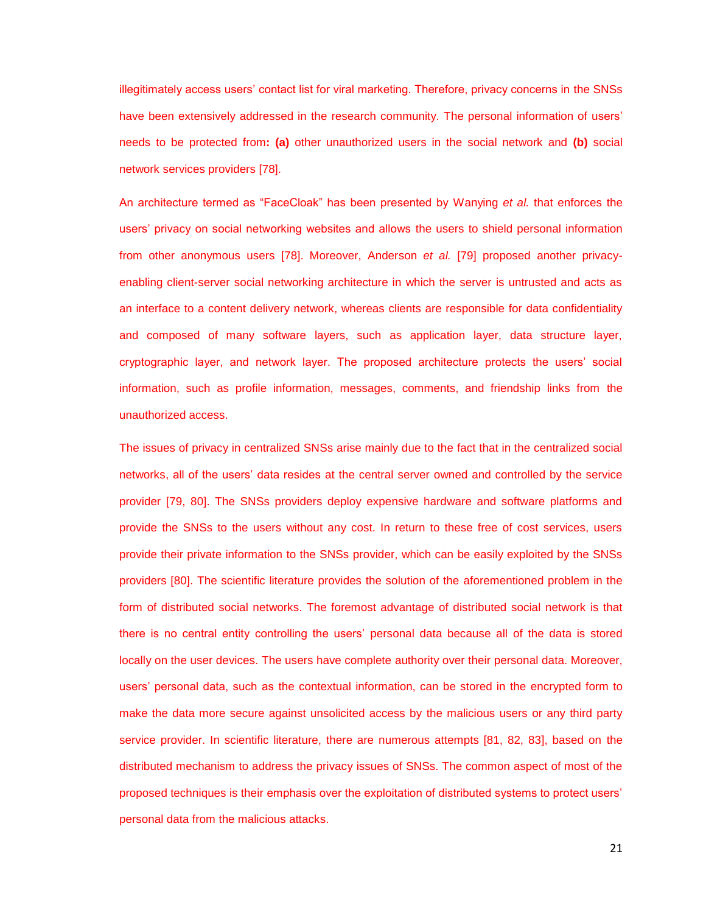illegitimately access users' contact list for viral marketing. Therefore, privacy concerns in the SNSs have been extensively addressed in the research community. The personal information of users' needs to be protected from**:** **(a)** other unauthorized users in the social network and **(b)** social network services providers [78].

An architecture termed as "FaceCloak" has been presented by Wanying *et al.* that enforces the users' privacy on social networking websites and allows the users to shield personal information from other anonymous users [78]. Moreover, Anderson *et al.* [79] proposed another privacy-enabling client-server social networking architecture in which the server is untrusted and acts as an interface to a content delivery network, whereas clients are responsible for data confidentiality and composed of many software layers, such as application layer, data structure layer, cryptographic layer, and network layer. The proposed architecture protects the users' social information, such as profile information, messages, comments, and friendship links from the unauthorized access.

The issues of privacy in centralized SNSs arise mainly due to the fact that in the centralized social networks, all of the users' data resides at the central server owned and controlled by the service provider [79, 80]. The SNSs providers deploy expensive hardware and software platforms and provide the SNSs to the users without any cost. In return to these free of cost services, users provide their private information to the SNSs provider, which can be easily exploited by the SNSs providers [80]. The scientific literature provides the solution of the aforementioned problem in the form of distributed social networks. The foremost advantage of distributed social network is that there is no central entity controlling the users' personal data because all of the data is stored locally on the user devices. The users have complete authority over their personal data. Moreover, users' personal data, such as the contextual information, can be stored in the encrypted form to make the data more secure against unsolicited access by the malicious users or any third party service provider. In scientific literature, there are numerous attempts [81, 82, 83], based on the distributed mechanism to address the privacy issues of SNSs. The common aspect of most of the proposed techniques is their emphasis over the exploitation of distributed systems to protect users' personal data from the malicious attacks.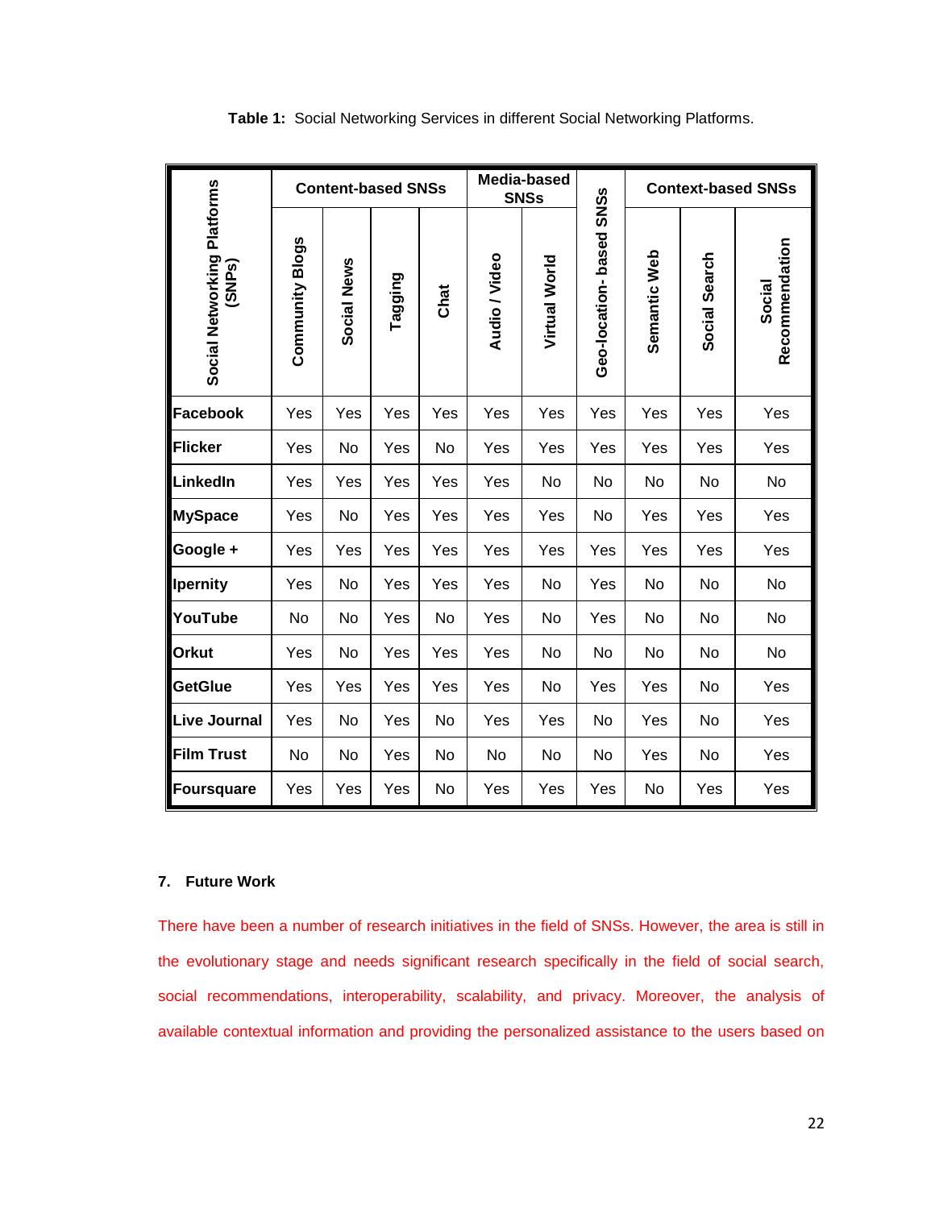**Table 1:** Social Networking Services in different Social Networking Platforms.

| Social Networking Platforms (SNPs) | Content-based SNSs | | | | Media-based SNSs | | Geo-location- based SNSs | Context-based SNSs | | |
|---|---|---|---|---|---|---|---|---|---|---|
| | Community Blogs | Social News | Tagging | Chat | Audio / Video | Virtual World | | Semantic Web | Social Search | Social Recommendation |
| **Facebook** | Yes | Yes | Yes | Yes | Yes | Yes | Yes | Yes | Yes | Yes |
| **Flicker** | Yes | No | Yes | No | Yes | Yes | Yes | Yes | Yes | Yes |
| **LinkedIn** | Yes | Yes | Yes | Yes | Yes | No | No | No | No | No |
| **MySpace** | Yes | No | Yes | Yes | Yes | Yes | No | Yes | Yes | Yes |
| **Google +** | Yes | Yes | Yes | Yes | Yes | Yes | Yes | Yes | Yes | Yes |
| **Ipernity** | Yes | No | Yes | Yes | Yes | No | Yes | No | No | No |
| **YouTube** | No | No | Yes | No | Yes | No | Yes | No | No | No |
| **Orkut** | Yes | No | Yes | Yes | Yes | No | No | No | No | No |
| **GetGlue** | Yes | Yes | Yes | Yes | Yes | No | Yes | Yes | No | Yes |
| **Live Journal** | Yes | No | Yes | No | Yes | Yes | No | Yes | No | Yes |
| **Film Trust** | No | No | Yes | No | No | No | No | Yes | No | Yes |
| **Foursquare** | Yes | Yes | Yes | No | Yes | Yes | Yes | No | Yes | Yes |

## 7. Future Work

There have been a number of research initiatives in the field of SNSs. However, the area is still in the evolutionary stage and needs significant research specifically in the field of social search, social recommendations, interoperability, scalability, and privacy. Moreover, the analysis of available contextual information and providing the personalized assistance to the users based on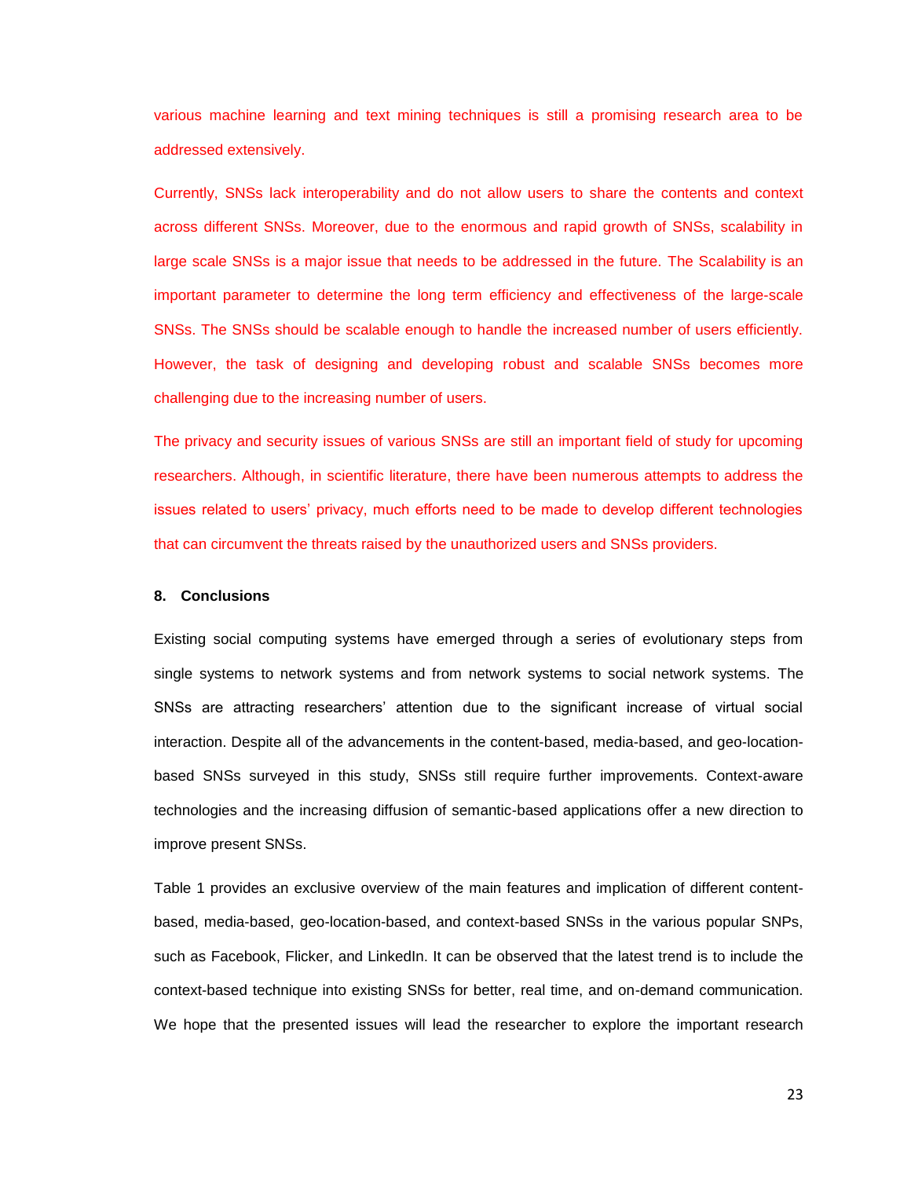various machine learning and text mining techniques is still a promising research area to be addressed extensively.

Currently, SNSs lack interoperability and do not allow users to share the contents and context across different SNSs. Moreover, due to the enormous and rapid growth of SNSs, scalability in large scale SNSs is a major issue that needs to be addressed in the future. The Scalability is an important parameter to determine the long term efficiency and effectiveness of the large-scale SNSs. The SNSs should be scalable enough to handle the increased number of users efficiently. However, the task of designing and developing robust and scalable SNSs becomes more challenging due to the increasing number of users.

The privacy and security issues of various SNSs are still an important field of study for upcoming researchers. Although, in scientific literature, there have been numerous attempts to address the issues related to users' privacy, much efforts need to be made to develop different technologies that can circumvent the threats raised by the unauthorized users and SNSs providers.

## 8. Conclusions

Existing social computing systems have emerged through a series of evolutionary steps from single systems to network systems and from network systems to social network systems. The SNSs are attracting researchers' attention due to the significant increase of virtual social interaction. Despite all of the advancements in the content-based, media-based, and geo-location-based SNSs surveyed in this study, SNSs still require further improvements. Context-aware technologies and the increasing diffusion of semantic-based applications offer a new direction to improve present SNSs.

Table 1 provides an exclusive overview of the main features and implication of different content-based, media-based, geo-location-based, and context-based SNSs in the various popular SNPs, such as Facebook, Flicker, and LinkedIn. It can be observed that the latest trend is to include the context-based technique into existing SNSs for better, real time, and on-demand communication. We hope that the presented issues will lead the researcher to explore the important research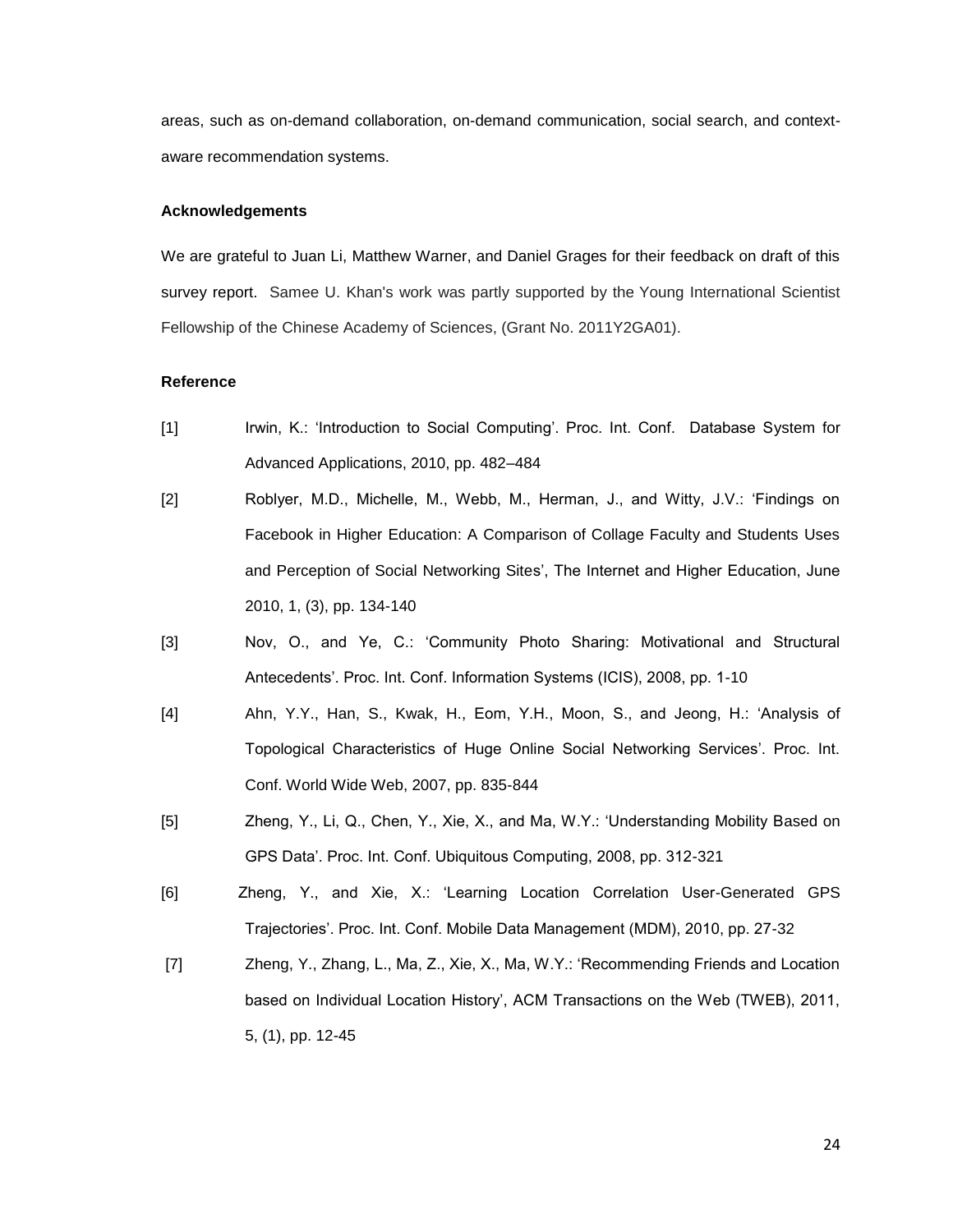areas, such as on-demand collaboration, on-demand communication, social search, and context-aware recommendation systems.

### Acknowledgements

We are grateful to Juan Li, Matthew Warner, and Daniel Grages for their feedback on draft of this survey report. Samee U. Khan's work was partly supported by the Young International Scientist Fellowship of the Chinese Academy of Sciences, (Grant No. 2011Y2GA01).

### Reference

[1] Irwin, K.: 'Introduction to Social Computing'. Proc. Int. Conf. Database System for Advanced Applications, 2010, pp. 482–484

[2] Roblyer, M.D., Michelle, M., Webb, M., Herman, J., and Witty, J.V.: 'Findings on Facebook in Higher Education: A Comparison of Collage Faculty and Students Uses and Perception of Social Networking Sites', The Internet and Higher Education, June 2010, 1, (3), pp. 134-140

[3] Nov, O., and Ye, C.: 'Community Photo Sharing: Motivational and Structural Antecedents'. Proc. Int. Conf. Information Systems (ICIS), 2008, pp. 1-10

[4] Ahn, Y.Y., Han, S., Kwak, H., Eom, Y.H., Moon, S., and Jeong, H.: 'Analysis of Topological Characteristics of Huge Online Social Networking Services'. Proc. Int. Conf. World Wide Web, 2007, pp. 835-844

[5] Zheng, Y., Li, Q., Chen, Y., Xie, X., and Ma, W.Y.: 'Understanding Mobility Based on GPS Data'. Proc. Int. Conf. Ubiquitous Computing, 2008, pp. 312-321

[6] Zheng, Y., and Xie, X.: 'Learning Location Correlation User-Generated GPS Trajectories'. Proc. Int. Conf. Mobile Data Management (MDM), 2010, pp. 27-32

[7] Zheng, Y., Zhang, L., Ma, Z., Xie, X., Ma, W.Y.: 'Recommending Friends and Location based on Individual Location History', ACM Transactions on the Web (TWEB), 2011, 5, (1), pp. 12-45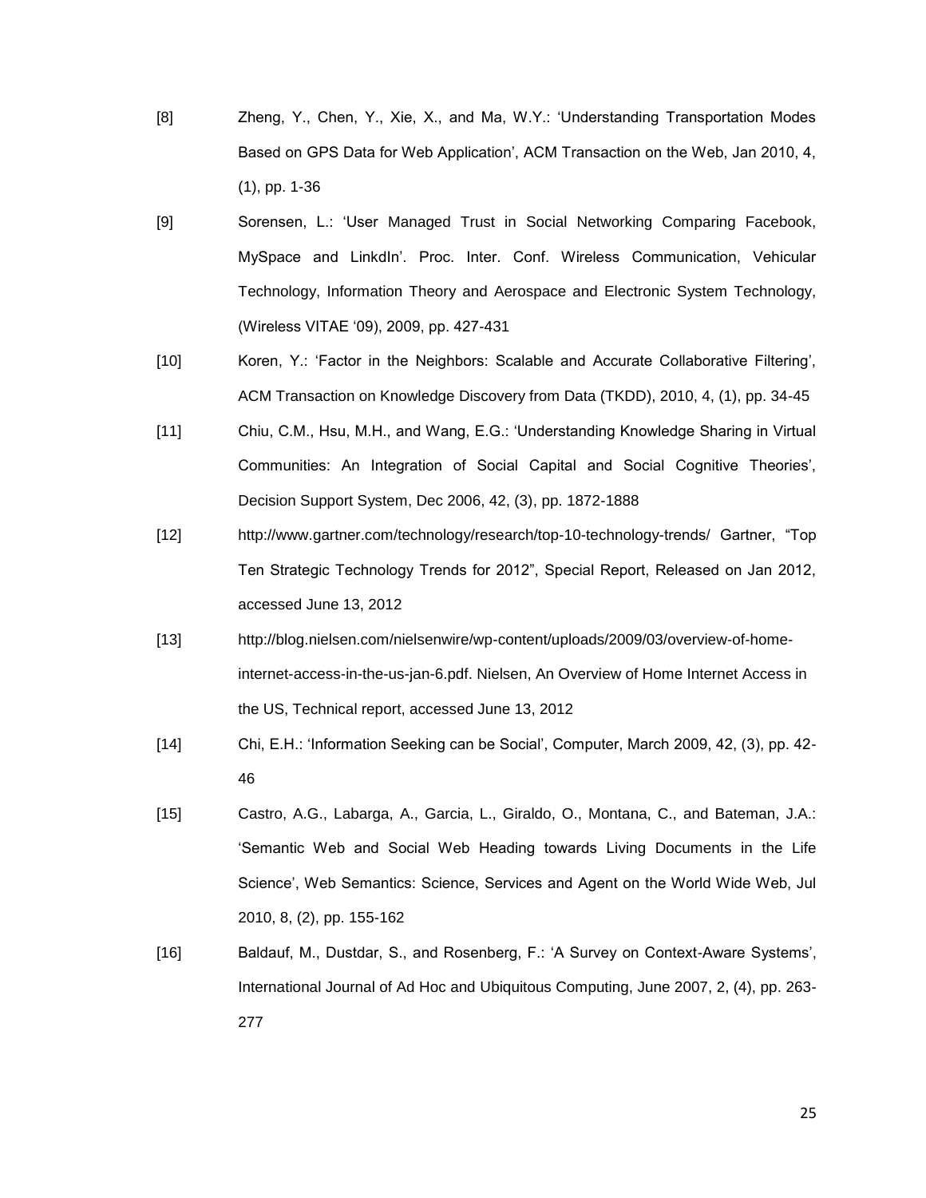[8] Zheng, Y., Chen, Y., Xie, X., and Ma, W.Y.: 'Understanding Transportation Modes Based on GPS Data for Web Application', ACM Transaction on the Web, Jan 2010, 4, (1), pp. 1-36

[9] Sorensen, L.: 'User Managed Trust in Social Networking Comparing Facebook, MySpace and LinkdIn'. Proc. Inter. Conf. Wireless Communication, Vehicular Technology, Information Theory and Aerospace and Electronic System Technology, (Wireless VITAE '09), 2009, pp. 427-431

[10] Koren, Y.: 'Factor in the Neighbors: Scalable and Accurate Collaborative Filtering', ACM Transaction on Knowledge Discovery from Data (TKDD), 2010, 4, (1), pp. 34-45

[11] Chiu, C.M., Hsu, M.H., and Wang, E.G.: 'Understanding Knowledge Sharing in Virtual Communities: An Integration of Social Capital and Social Cognitive Theories', Decision Support System, Dec 2006, 42, (3), pp. 1872-1888

[12] http://www.gartner.com/technology/research/top-10-technology-trends/ Gartner, "Top Ten Strategic Technology Trends for 2012", Special Report, Released on Jan 2012, accessed June 13, 2012

[13] http://blog.nielsen.com/nielsenwire/wp-content/uploads/2009/03/overview-of-home-internet-access-in-the-us-jan-6.pdf. Nielsen, An Overview of Home Internet Access in the US, Technical report, accessed June 13, 2012

[14] Chi, E.H.: 'Information Seeking can be Social', Computer, March 2009, 42, (3), pp. 42-46

[15] Castro, A.G., Labarga, A., Garcia, L., Giraldo, O., Montana, C., and Bateman, J.A.: 'Semantic Web and Social Web Heading towards Living Documents in the Life Science', Web Semantics: Science, Services and Agent on the World Wide Web, Jul 2010, 8, (2), pp. 155-162

[16] Baldauf, M., Dustdar, S., and Rosenberg, F.: 'A Survey on Context-Aware Systems', International Journal of Ad Hoc and Ubiquitous Computing, June 2007, 2, (4), pp. 263-277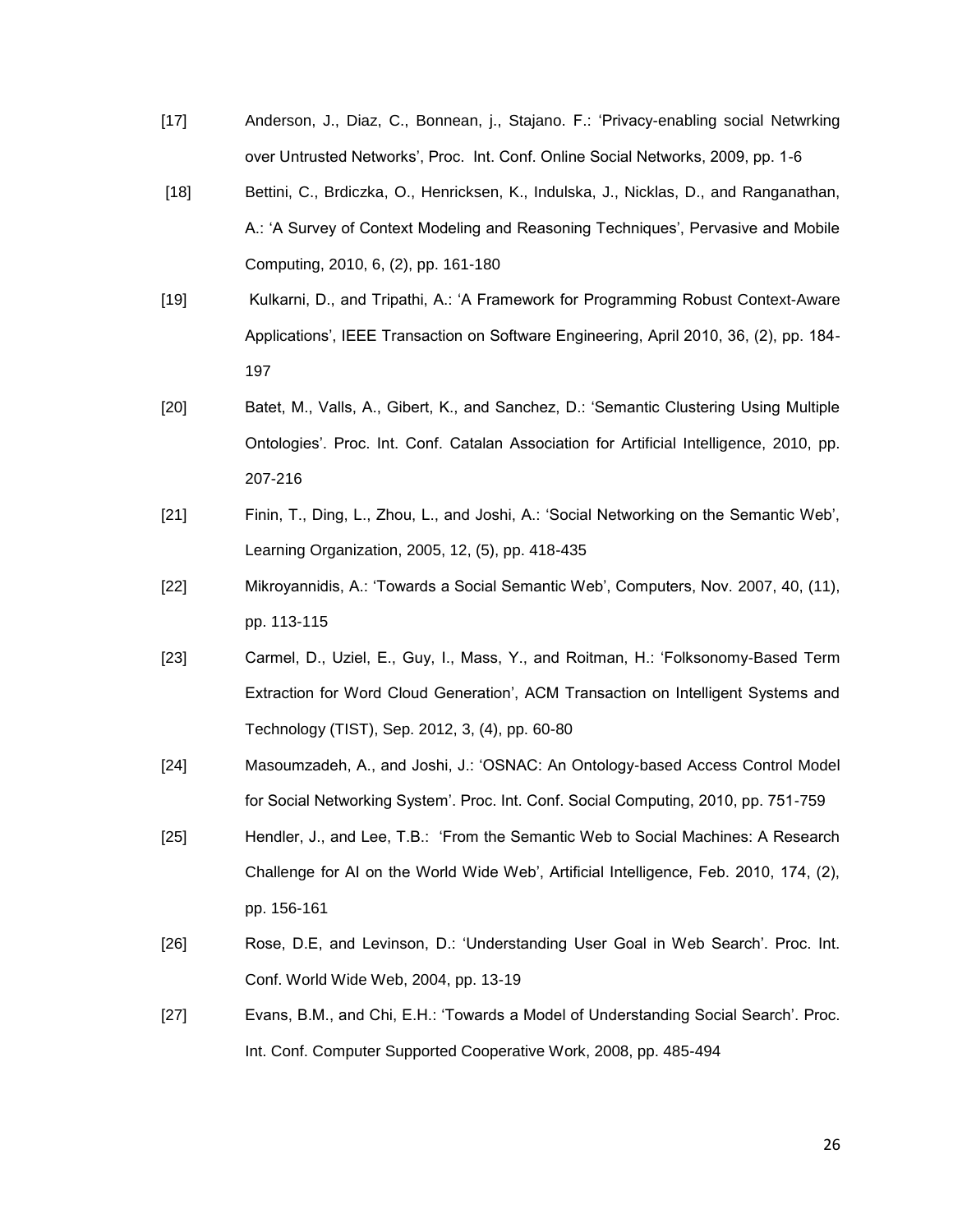[17] Anderson, J., Diaz, C., Bonnean, j., Stajano. F.: 'Privacy-enabling social Netwrking over Untrusted Networks', Proc. Int. Conf. Online Social Networks, 2009, pp. 1-6

[18] Bettini, C., Brdiczka, O., Henricksen, K., Indulska, J., Nicklas, D., and Ranganathan, A.: 'A Survey of Context Modeling and Reasoning Techniques', Pervasive and Mobile Computing, 2010, 6, (2), pp. 161-180

[19] Kulkarni, D., and Tripathi, A.: 'A Framework for Programming Robust Context-Aware Applications', IEEE Transaction on Software Engineering, April 2010, 36, (2), pp. 184-197

[20] Batet, M., Valls, A., Gibert, K., and Sanchez, D.: 'Semantic Clustering Using Multiple Ontologies'. Proc. Int. Conf. Catalan Association for Artificial Intelligence, 2010, pp. 207-216

[21] Finin, T., Ding, L., Zhou, L., and Joshi, A.: 'Social Networking on the Semantic Web', Learning Organization, 2005, 12, (5), pp. 418-435

[22] Mikroyannidis, A.: 'Towards a Social Semantic Web', Computers, Nov. 2007, 40, (11), pp. 113-115

[23] Carmel, D., Uziel, E., Guy, I., Mass, Y., and Roitman, H.: 'Folksonomy-Based Term Extraction for Word Cloud Generation', ACM Transaction on Intelligent Systems and Technology (TIST), Sep. 2012, 3, (4), pp. 60-80

[24] Masoumzadeh, A., and Joshi, J.: 'OSNAC: An Ontology-based Access Control Model for Social Networking System'. Proc. Int. Conf. Social Computing, 2010, pp. 751-759

[25] Hendler, J., and Lee, T.B.: 'From the Semantic Web to Social Machines: A Research Challenge for AI on the World Wide Web', Artificial Intelligence, Feb. 2010, 174, (2), pp. 156-161

[26] Rose, D.E, and Levinson, D.: 'Understanding User Goal in Web Search'. Proc. Int. Conf. World Wide Web, 2004, pp. 13-19

[27] Evans, B.M., and Chi, E.H.: 'Towards a Model of Understanding Social Search'. Proc. Int. Conf. Computer Supported Cooperative Work, 2008, pp. 485-494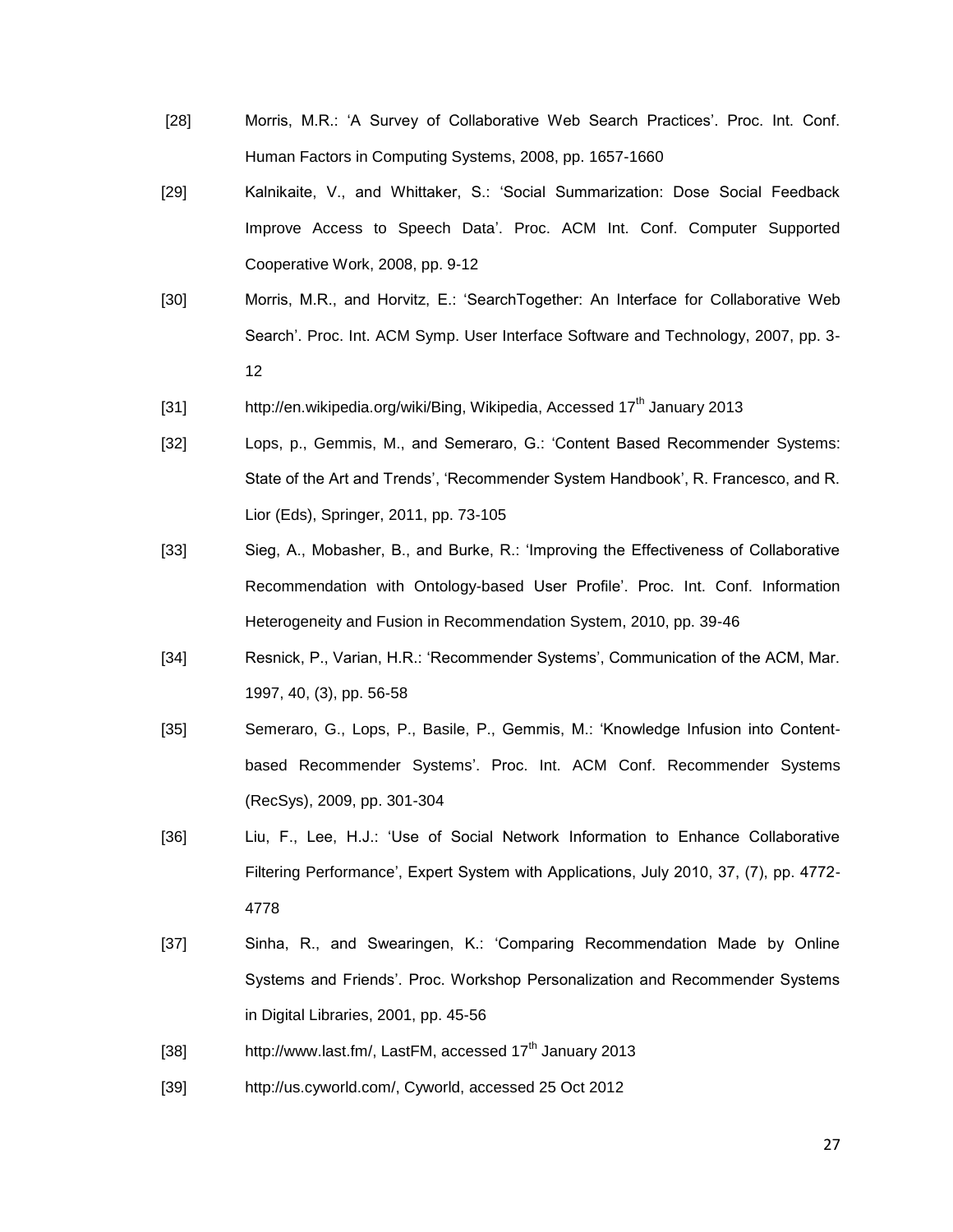[28] Morris, M.R.: 'A Survey of Collaborative Web Search Practices'. Proc. Int. Conf. Human Factors in Computing Systems, 2008, pp. 1657-1660

[29] Kalnikaite, V., and Whittaker, S.: 'Social Summarization: Dose Social Feedback Improve Access to Speech Data'. Proc. ACM Int. Conf. Computer Supported Cooperative Work, 2008, pp. 9-12

[30] Morris, M.R., and Horvitz, E.: 'SearchTogether: An Interface for Collaborative Web Search'. Proc. Int. ACM Symp. User Interface Software and Technology, 2007, pp. 3-12

[31] http://en.wikipedia.org/wiki/Bing, Wikipedia, Accessed 17th January 2013

[32] Lops, p., Gemmis, M., and Semeraro, G.: 'Content Based Recommender Systems: State of the Art and Trends', 'Recommender System Handbook', R. Francesco, and R. Lior (Eds), Springer, 2011, pp. 73-105

[33] Sieg, A., Mobasher, B., and Burke, R.: 'Improving the Effectiveness of Collaborative Recommendation with Ontology-based User Profile'. Proc. Int. Conf. Information Heterogeneity and Fusion in Recommendation System, 2010, pp. 39-46

[34] Resnick, P., Varian, H.R.: 'Recommender Systems', Communication of the ACM, Mar. 1997, 40, (3), pp. 56-58

[35] Semeraro, G., Lops, P., Basile, P., Gemmis, M.: 'Knowledge Infusion into Content-based Recommender Systems'. Proc. Int. ACM Conf. Recommender Systems (RecSys), 2009, pp. 301-304

[36] Liu, F., Lee, H.J.: 'Use of Social Network Information to Enhance Collaborative Filtering Performance', Expert System with Applications, July 2010, 37, (7), pp. 4772-4778

[37] Sinha, R., and Swearingen, K.: 'Comparing Recommendation Made by Online Systems and Friends'. Proc. Workshop Personalization and Recommender Systems in Digital Libraries, 2001, pp. 45-56

[38] http://www.last.fm/, LastFM, accessed 17th January 2013

[39] http://us.cyworld.com/, Cyworld, accessed 25 Oct 2012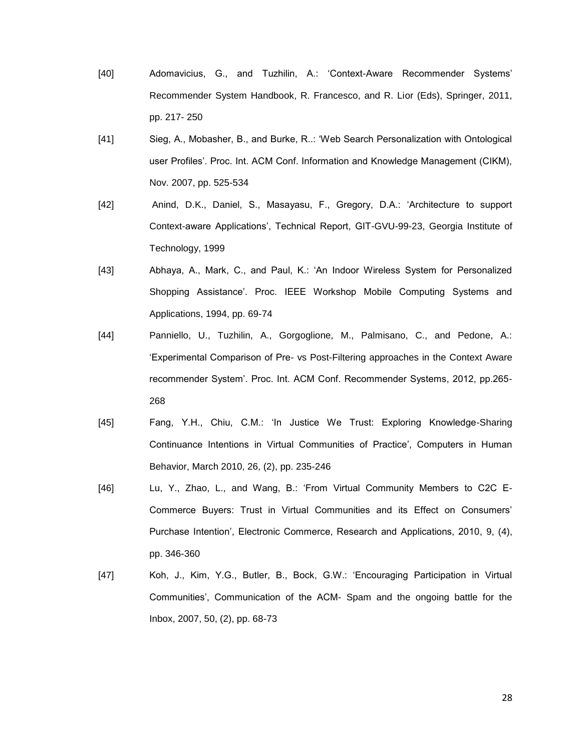[40] Adomavicius, G., and Tuzhilin, A.: 'Context-Aware Recommender Systems' Recommender System Handbook, R. Francesco, and R. Lior (Eds), Springer, 2011, pp. 217- 250

[41] Sieg, A., Mobasher, B., and Burke, R..: 'Web Search Personalization with Ontological user Profiles'. Proc. Int. ACM Conf. Information and Knowledge Management (CIKM), Nov. 2007, pp. 525-534

[42] Anind, D.K., Daniel, S., Masayasu, F., Gregory, D.A.: 'Architecture to support Context-aware Applications', Technical Report, GIT-GVU-99-23, Georgia Institute of Technology, 1999

[43] Abhaya, A., Mark, C., and Paul, K.: 'An Indoor Wireless System for Personalized Shopping Assistance'. Proc. IEEE Workshop Mobile Computing Systems and Applications, 1994, pp. 69-74

[44] Panniello, U., Tuzhilin, A., Gorgoglione, M., Palmisano, C., and Pedone, A.: 'Experimental Comparison of Pre- vs Post-Filtering approaches in the Context Aware recommender System'. Proc. Int. ACM Conf. Recommender Systems, 2012, pp.265-268

[45] Fang, Y.H., Chiu, C.M.: 'In Justice We Trust: Exploring Knowledge-Sharing Continuance Intentions in Virtual Communities of Practice', Computers in Human Behavior, March 2010, 26, (2), pp. 235-246

[46] Lu, Y., Zhao, L., and Wang, B.: 'From Virtual Community Members to C2C E-Commerce Buyers: Trust in Virtual Communities and its Effect on Consumers' Purchase Intention', Electronic Commerce, Research and Applications, 2010, 9, (4), pp. 346-360

[47] Koh, J., Kim, Y.G., Butler, B., Bock, G.W.: 'Encouraging Participation in Virtual Communities', Communication of the ACM- Spam and the ongoing battle for the Inbox, 2007, 50, (2), pp. 68-73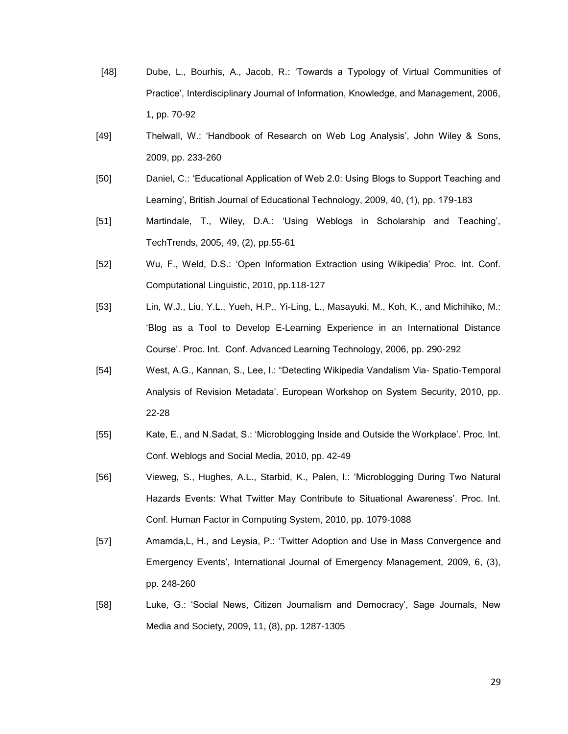[48] Dube, L., Bourhis, A., Jacob, R.: 'Towards a Typology of Virtual Communities of Practice', Interdisciplinary Journal of Information, Knowledge, and Management, 2006, 1, pp. 70-92

[49] Thelwall, W.: 'Handbook of Research on Web Log Analysis', John Wiley & Sons, 2009, pp. 233-260

[50] Daniel, C.: 'Educational Application of Web 2.0: Using Blogs to Support Teaching and Learning', British Journal of Educational Technology, 2009, 40, (1), pp. 179-183

[51] Martindale, T., Wiley, D.A.: 'Using Weblogs in Scholarship and Teaching', TechTrends, 2005, 49, (2), pp.55-61

[52] Wu, F., Weld, D.S.: 'Open Information Extraction using Wikipedia' Proc. Int. Conf. Computational Linguistic, 2010, pp.118-127

[53] Lin, W.J., Liu, Y.L., Yueh, H.P., Yi-Ling, L., Masayuki, M., Koh, K., and Michihiko, M.: 'Blog as a Tool to Develop E-Learning Experience in an International Distance Course'. Proc. Int. Conf. Advanced Learning Technology, 2006, pp. 290-292

[54] West, A.G., Kannan, S., Lee, I.: "Detecting Wikipedia Vandalism Via- Spatio-Temporal Analysis of Revision Metadata'. European Workshop on System Security, 2010, pp. 22-28

[55] Kate, E., and N.Sadat, S.: 'Microblogging Inside and Outside the Workplace'. Proc. Int. Conf. Weblogs and Social Media, 2010, pp. 42-49

[56] Vieweg, S., Hughes, A.L., Starbid, K., Palen, l.: 'Microblogging During Two Natural Hazards Events: What Twitter May Contribute to Situational Awareness'. Proc. Int. Conf. Human Factor in Computing System, 2010, pp. 1079-1088

[57] Amamda,L, H., and Leysia, P.: 'Twitter Adoption and Use in Mass Convergence and Emergency Events', International Journal of Emergency Management, 2009, 6, (3), pp. 248-260

[58] Luke, G.: 'Social News, Citizen Journalism and Democracy', Sage Journals, New Media and Society, 2009, 11, (8), pp. 1287-1305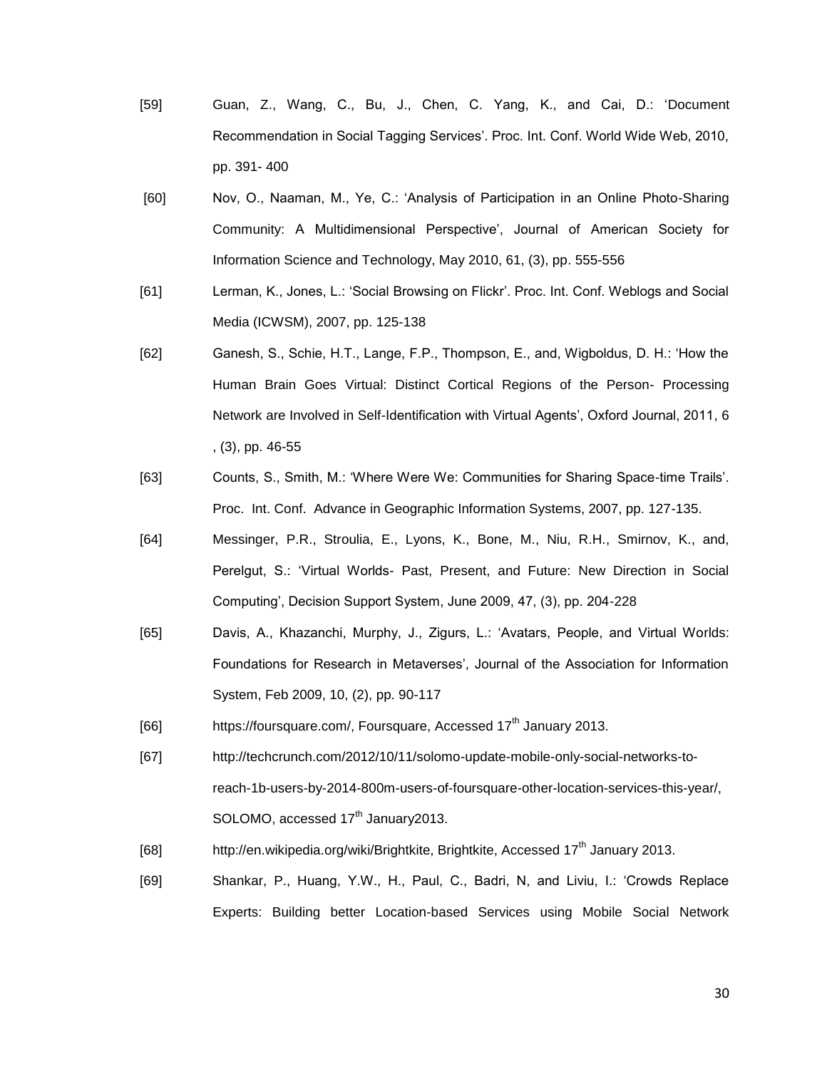[59] Guan, Z., Wang, C., Bu, J., Chen, C. Yang, K., and Cai, D.: 'Document Recommendation in Social Tagging Services'. Proc. Int. Conf. World Wide Web, 2010, pp. 391- 400

[60] Nov, O., Naaman, M., Ye, C.: 'Analysis of Participation in an Online Photo-Sharing Community: A Multidimensional Perspective', Journal of American Society for Information Science and Technology, May 2010, 61, (3), pp. 555-556

[61] Lerman, K., Jones, L.: 'Social Browsing on Flickr'. Proc. Int. Conf. Weblogs and Social Media (ICWSM), 2007, pp. 125-138

[62] Ganesh, S., Schie, H.T., Lange, F.P., Thompson, E., and, Wigboldus, D. H.: 'How the Human Brain Goes Virtual: Distinct Cortical Regions of the Person- Processing Network are Involved in Self-Identification with Virtual Agents', Oxford Journal, 2011, 6 , (3), pp. 46-55

[63] Counts, S., Smith, M.: 'Where Were We: Communities for Sharing Space-time Trails'. Proc. Int. Conf. Advance in Geographic Information Systems, 2007, pp. 127-135.

[64] Messinger, P.R., Stroulia, E., Lyons, K., Bone, M., Niu, R.H., Smirnov, K., and, Perelgut, S.: 'Virtual Worlds- Past, Present, and Future: New Direction in Social Computing', Decision Support System, June 2009, 47, (3), pp. 204-228

[65] Davis, A., Khazanchi, Murphy, J., Zigurs, L.: 'Avatars, People, and Virtual Worlds: Foundations for Research in Metaverses', Journal of the Association for Information System, Feb 2009, 10, (2), pp. 90-117

[66] https://foursquare.com/, Foursquare, Accessed 17th January 2013.

[67] http://techcrunch.com/2012/10/11/solomo-update-mobile-only-social-networks-to-reach-1b-users-by-2014-800m-users-of-foursquare-other-location-services-this-year/, SOLOMO, accessed 17th January2013.

[68] http://en.wikipedia.org/wiki/Brightkite, Brightkite, Accessed 17th January 2013.

[69] Shankar, P., Huang, Y.W., H., Paul, C., Badri, N, and Liviu, I.: 'Crowds Replace Experts: Building better Location-based Services using Mobile Social Network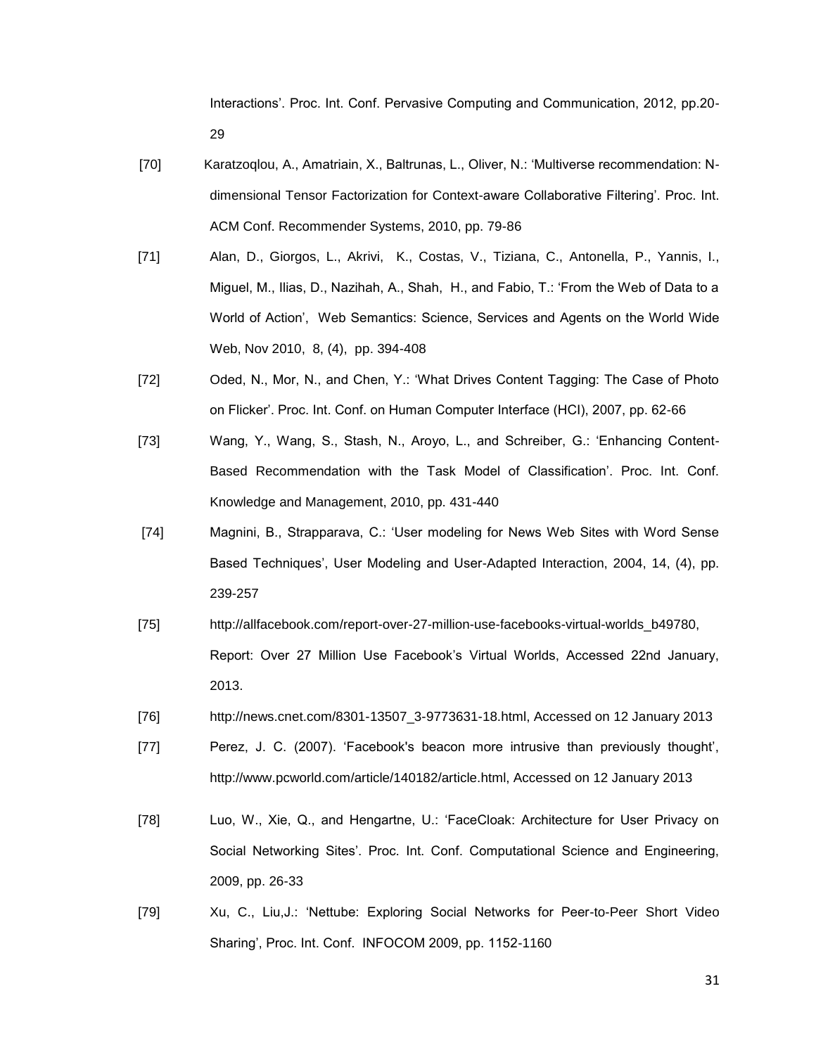Interactions'. Proc. Int. Conf. Pervasive Computing and Communication, 2012, pp.20-29

[70] Karatzoqlou, A., Amatriain, X., Baltrunas, L., Oliver, N.: 'Multiverse recommendation: N-dimensional Tensor Factorization for Context-aware Collaborative Filtering'. Proc. Int. ACM Conf. Recommender Systems, 2010, pp. 79-86

[71] Alan, D., Giorgos, L., Akrivi, K., Costas, V., Tiziana, C., Antonella, P., Yannis, I., Miguel, M., Ilias, D., Nazihah, A., Shah, H., and Fabio, T.: 'From the Web of Data to a World of Action', Web Semantics: Science, Services and Agents on the World Wide Web, Nov 2010, 8, (4), pp. 394-408

[72] Oded, N., Mor, N., and Chen, Y.: 'What Drives Content Tagging: The Case of Photo on Flicker'. Proc. Int. Conf. on Human Computer Interface (HCI), 2007, pp. 62-66

[73] Wang, Y., Wang, S., Stash, N., Aroyo, L., and Schreiber, G.: 'Enhancing Content-Based Recommendation with the Task Model of Classification'. Proc. Int. Conf. Knowledge and Management, 2010, pp. 431-440

[74] Magnini, B., Strapparava, C.: 'User modeling for News Web Sites with Word Sense Based Techniques', User Modeling and User-Adapted Interaction, 2004, 14, (4), pp. 239-257

[75] http://allfacebook.com/report-over-27-million-use-facebooks-virtual-worlds_b49780, Report: Over 27 Million Use Facebook's Virtual Worlds, Accessed 22nd January, 2013.

[76] http://news.cnet.com/8301-13507_3-9773631-18.html, Accessed on 12 January 2013

[77] Perez, J. C. (2007). 'Facebook's beacon more intrusive than previously thought', http://www.pcworld.com/article/140182/article.html, Accessed on 12 January 2013

[78] Luo, W., Xie, Q., and Hengartne, U.: 'FaceCloak: Architecture for User Privacy on Social Networking Sites'. Proc. Int. Conf. Computational Science and Engineering, 2009, pp. 26-33

[79] Xu, C., Liu,J.: 'Nettube: Exploring Social Networks for Peer-to-Peer Short Video Sharing', Proc. Int. Conf. INFOCOM 2009, pp. 1152-1160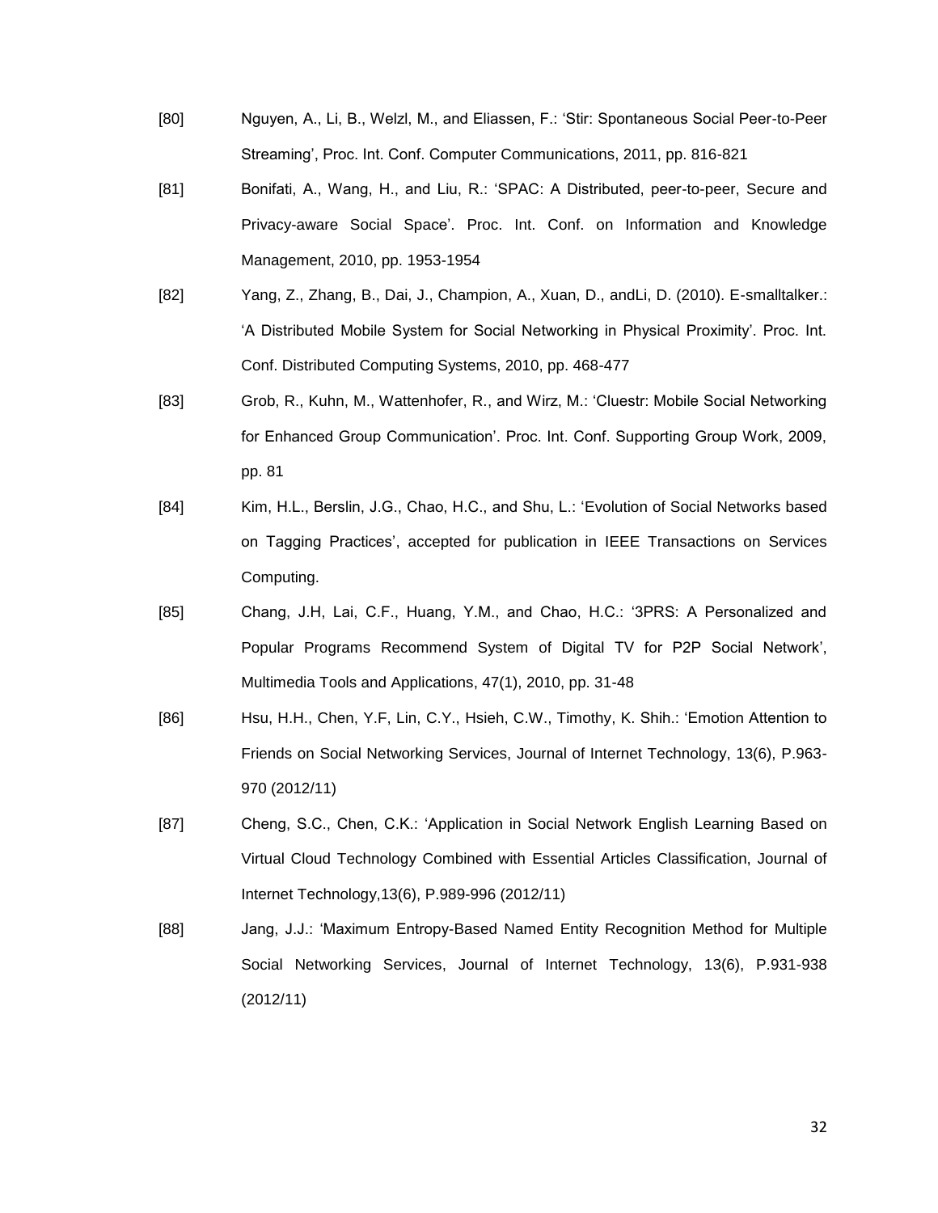[80] Nguyen, A., Li, B., Welzl, M., and Eliassen, F.: 'Stir: Spontaneous Social Peer-to-Peer Streaming', Proc. Int. Conf. Computer Communications, 2011, pp. 816-821

[81] Bonifati, A., Wang, H., and Liu, R.: 'SPAC: A Distributed, peer-to-peer, Secure and Privacy-aware Social Space'. Proc. Int. Conf. on Information and Knowledge Management, 2010, pp. 1953-1954

[82] Yang, Z., Zhang, B., Dai, J., Champion, A., Xuan, D., andLi, D. (2010). E-smalltalker.: 'A Distributed Mobile System for Social Networking in Physical Proximity'. Proc. Int. Conf. Distributed Computing Systems, 2010, pp. 468-477

[83] Grob, R., Kuhn, M., Wattenhofer, R., and Wirz, M.: 'Cluestr: Mobile Social Networking for Enhanced Group Communication'. Proc. Int. Conf. Supporting Group Work, 2009, pp. 81

[84] Kim, H.L., Berslin, J.G., Chao, H.C., and Shu, L.: 'Evolution of Social Networks based on Tagging Practices', accepted for publication in IEEE Transactions on Services Computing.

[85] Chang, J.H, Lai, C.F., Huang, Y.M., and Chao, H.C.: '3PRS: A Personalized and Popular Programs Recommend System of Digital TV for P2P Social Network', Multimedia Tools and Applications, 47(1), 2010, pp. 31-48

[86] Hsu, H.H., Chen, Y.F, Lin, C.Y., Hsieh, C.W., Timothy, K. Shih.: 'Emotion Attention to Friends on Social Networking Services, Journal of Internet Technology, 13(6), P.963-970 (2012/11)

[87] Cheng, S.C., Chen, C.K.: 'Application in Social Network English Learning Based on Virtual Cloud Technology Combined with Essential Articles Classification, Journal of Internet Technology,13(6), P.989-996 (2012/11)

[88] Jang, J.J.: 'Maximum Entropy-Based Named Entity Recognition Method for Multiple Social Networking Services, Journal of Internet Technology, 13(6), P.931-938 (2012/11)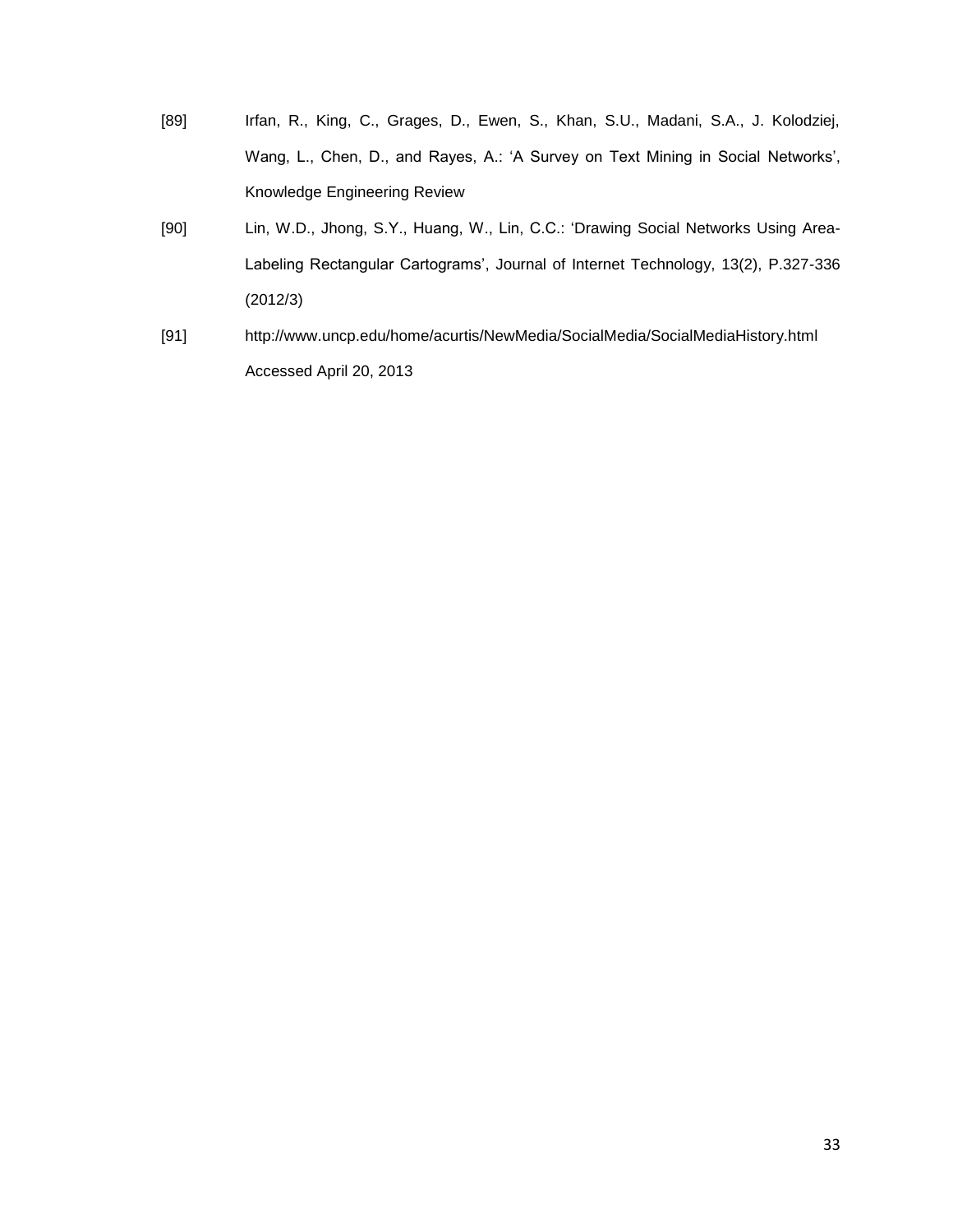[89] Irfan, R., King, C., Grages, D., Ewen, S., Khan, S.U., Madani, S.A., J. Kolodziej, Wang, L., Chen, D., and Rayes, A.: 'A Survey on Text Mining in Social Networks', Knowledge Engineering Review

[90] Lin, W.D., Jhong, S.Y., Huang, W., Lin, C.C.: 'Drawing Social Networks Using Area-Labeling Rectangular Cartograms', Journal of Internet Technology, 13(2), P.327-336 (2012/3)

[91] http://www.uncp.edu/home/acurtis/NewMedia/SocialMedia/SocialMediaHistory.html Accessed April 20, 2013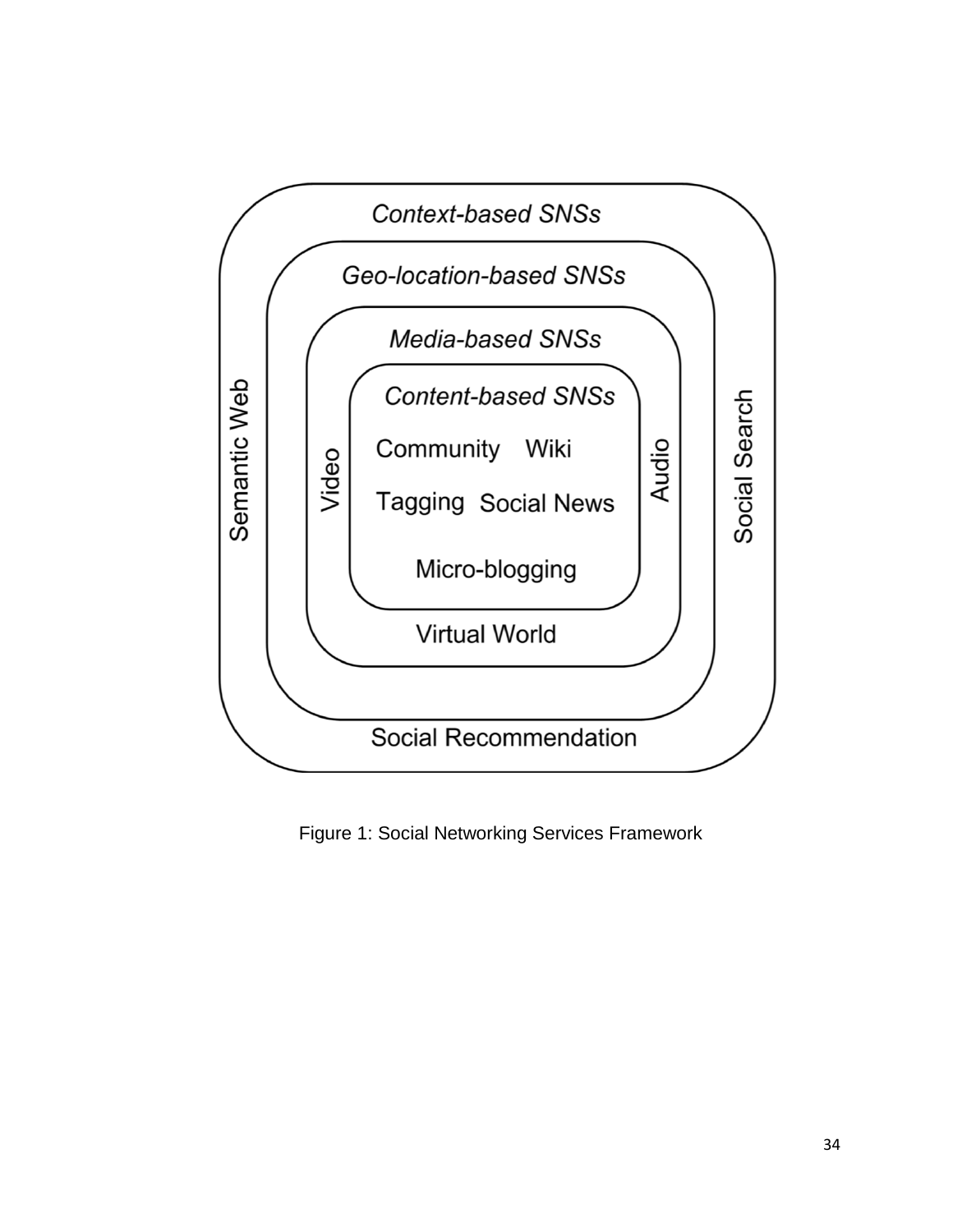Context-based SNSs

Geo-location-based SNSs

Media-based SNSs

Content-based SNSs

Community Wiki

Tagging Social News

Micro-blogging

Video

Audio

Virtual World

Semantic Web

Social Search

Social Recommendation

Figure 1: Social Networking Services Framework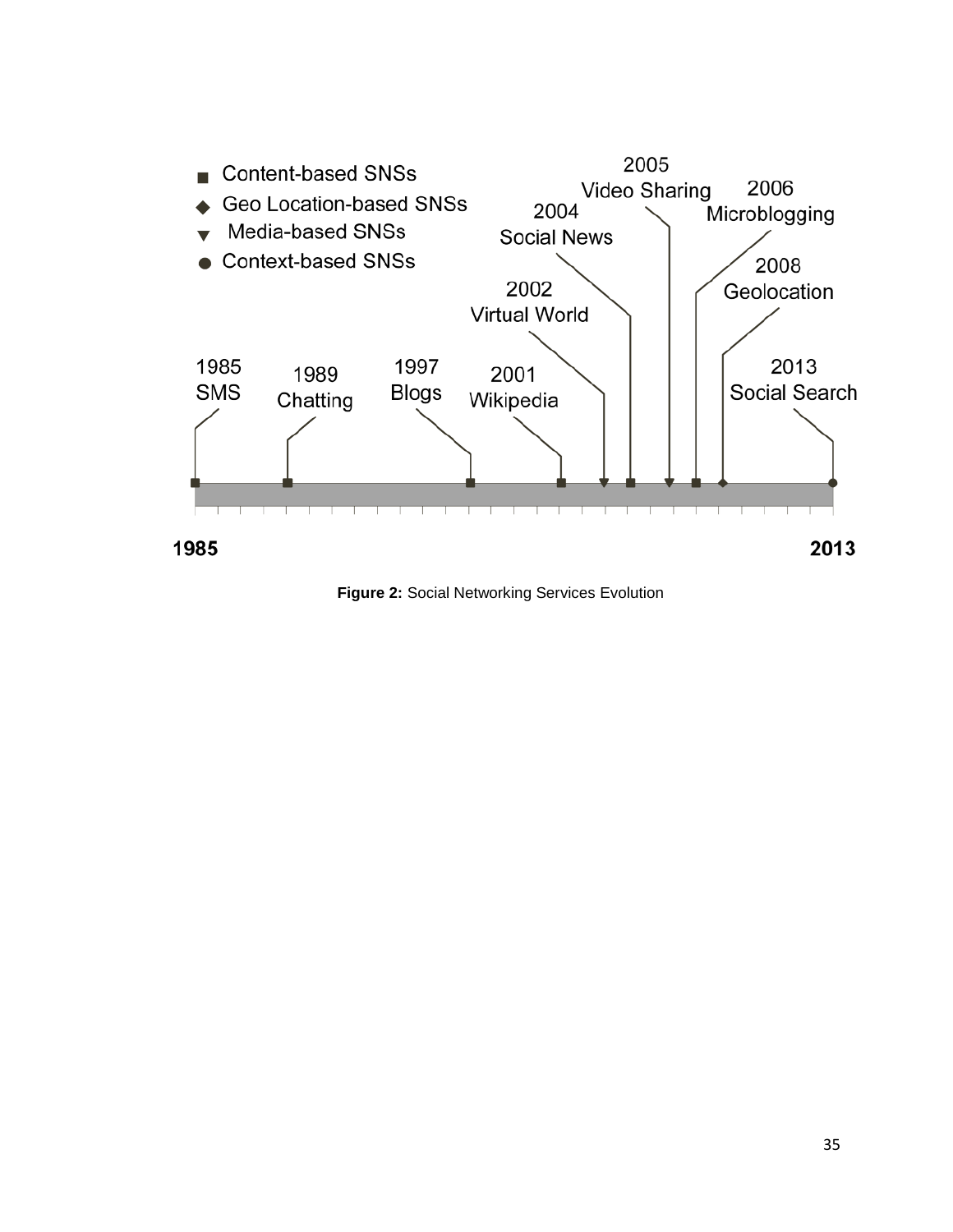- ■ Content-based SNSs
- ◆ Geo Location-based SNSs
- ▼ Media-based SNSs
- ● Context-based SNSs

1985 SMS

1989 Chatting

1997 Blogs

2001 Wikipedia

2002 Virtual World

2004 Social News

2005 Video Sharing

2006 Microblogging

2008 Geolocation

2013 Social Search

**1985** **2013**

**Figure 2:** Social Networking Services Evolution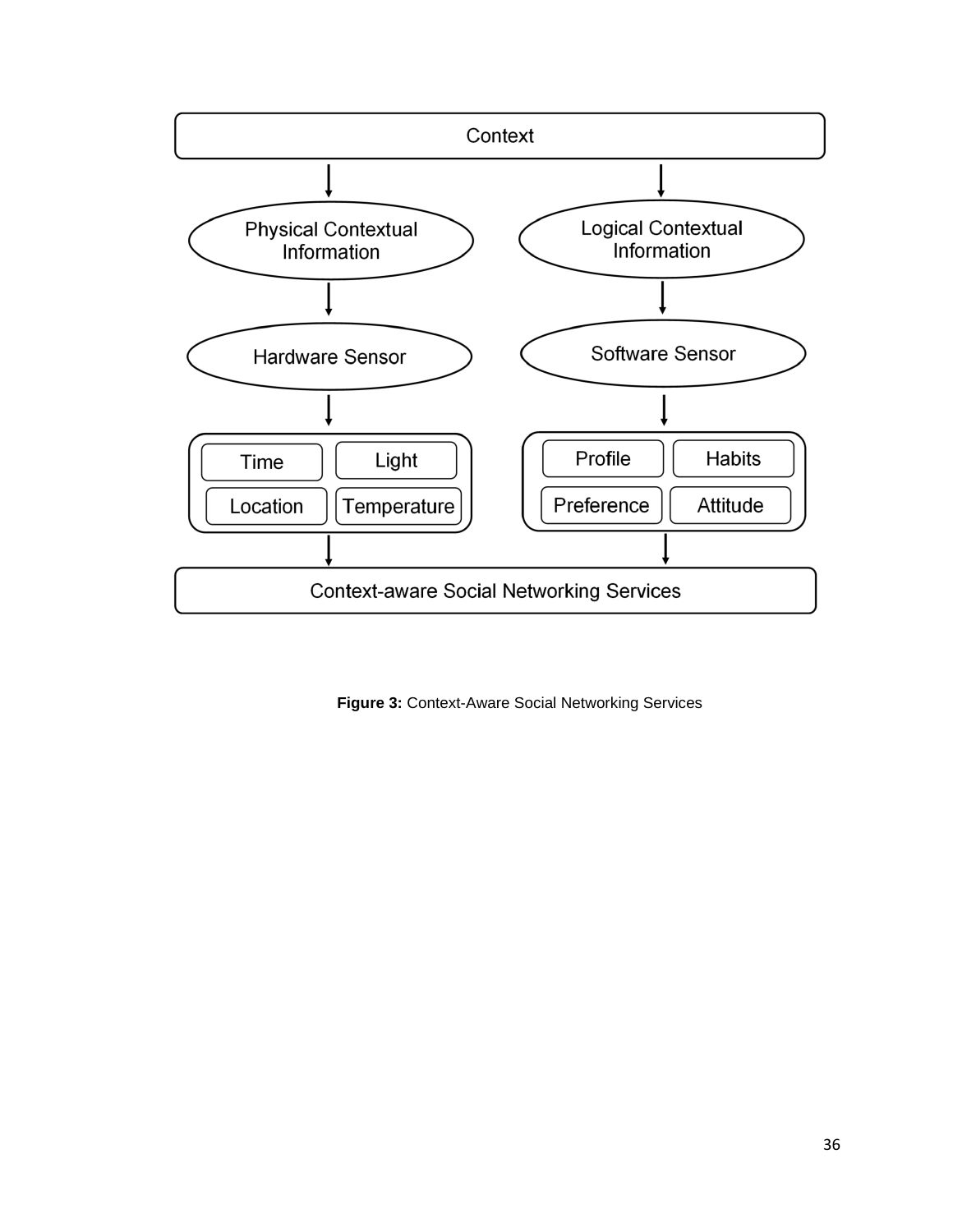Context

Physical Contextual Information

Logical Contextual Information

Hardware Sensor

Software Sensor

Time

Light

Location

Temperature

Profile

Habits

Preference

Attitude

Context-aware Social Networking Services

**Figure 3:** Context-Aware Social Networking Services